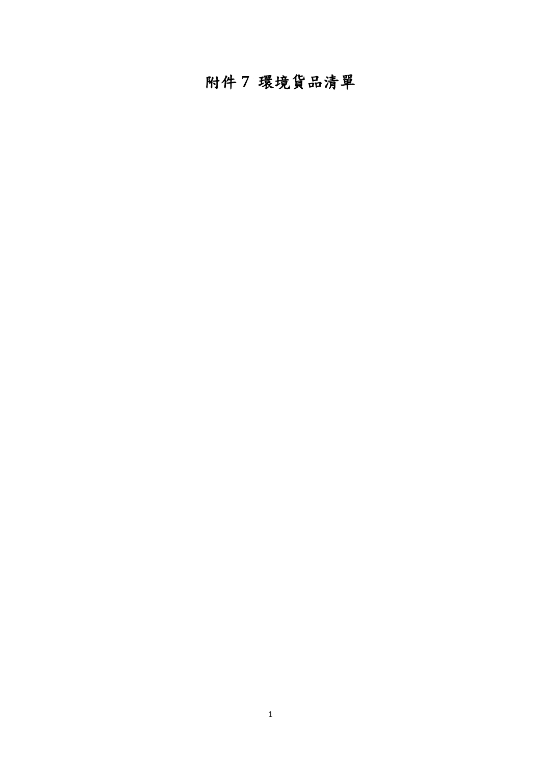# 附件 7 環境貨品清單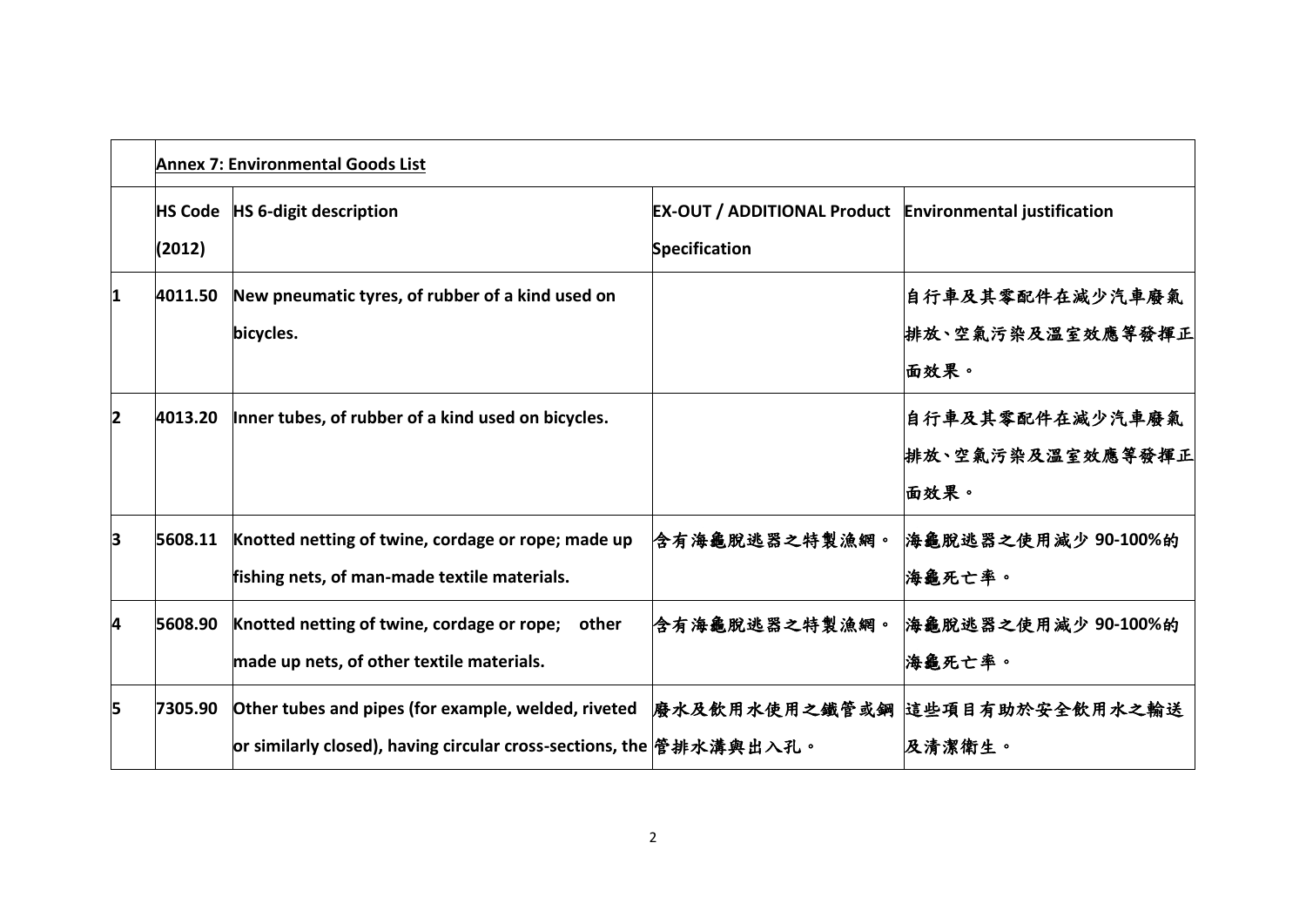| | **Annex 7: Environmental Goods List** | | | |
|---|---|---|---|---|
| | **HS Code (2012)** | **HS 6-digit description** | **EX-OUT / ADDITIONAL Product Specification** | **Environmental justification** |
| **1** | **4011.50** | **New pneumatic tyres, of rubber of a kind used on bicycles.** | | **自行車及其零配件在減少汽車廢氣排放、空氣污染及溫室效應等發揮正面效果。** |
| **2** | **4013.20** | **Inner tubes, of rubber of a kind used on bicycles.** | | **自行車及其零配件在減少汽車廢氣排放、空氣污染及溫室效應等發揮正面效果。** |
| **3** | **5608.11** | **Knotted netting of twine, cordage or rope; made up fishing nets, of man-made textile materials.** | **含有海龜脫逃器之特製漁網。** | **海龜脫逃器之使用減少 90-100%的海龜死亡率。** |
| **4** | **5608.90** | **Knotted netting of twine, cordage or rope; other made up nets, of other textile materials.** | **含有海龜脫逃器之特製漁網。** | **海龜脫逃器之使用減少 90-100%的海龜死亡率。** |
| **5** | **7305.90** | **Other tubes and pipes (for example, welded, riveted or similarly closed), having circular cross-sections, the** | **廢水及飲用水使用之鐵管或鋼管排水溝與出入孔。** | **這些項目有助於安全飲用水之輸送及清潔衛生。** |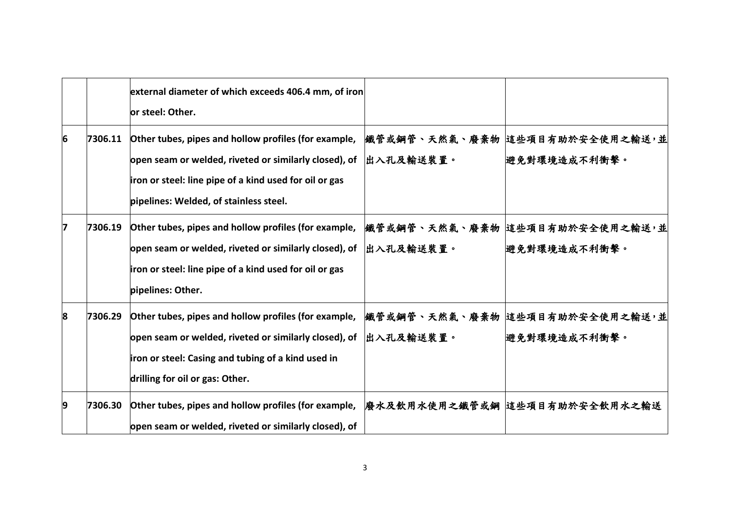| | | | | |
|---|---|---|---|---|
| | | **external diameter of which exceeds 406.4 mm, of iron or steel: Other.** | | |
| 6 | 7306.11 | **Other tubes, pipes and hollow profiles (for example, open seam or welded, riveted or similarly closed), of iron or steel: line pipe of a kind used for oil or gas pipelines: Welded, of stainless steel.** | 鐵管或鋼管、天然氣、廢棄物出入孔及輸送裝置。 | 這些項目有助於安全使用之輸送，並避免對環境造成不利衝擊。 |
| 7 | 7306.19 | **Other tubes, pipes and hollow profiles (for example, open seam or welded, riveted or similarly closed), of iron or steel: line pipe of a kind used for oil or gas pipelines: Other.** | 鐵管或鋼管、天然氣、廢棄物出入孔及輸送裝置。 | 這些項目有助於安全使用之輸送，並避免對環境造成不利衝擊。 |
| 8 | 7306.29 | **Other tubes, pipes and hollow profiles (for example, open seam or welded, riveted or similarly closed), of iron or steel: Casing and tubing of a kind used in drilling for oil or gas: Other.** | 鐵管或鋼管、天然氣、廢棄物出入孔及輸送裝置。 | 這些項目有助於安全使用之輸送，並避免對環境造成不利衝擊。 |
| 9 | 7306.30 | **Other tubes, pipes and hollow profiles (for example, open seam or welded, riveted or similarly closed), of** | 廢水及飲用水使用之鐵管或鋼 | 這些項目有助於安全飲用水之輸送 |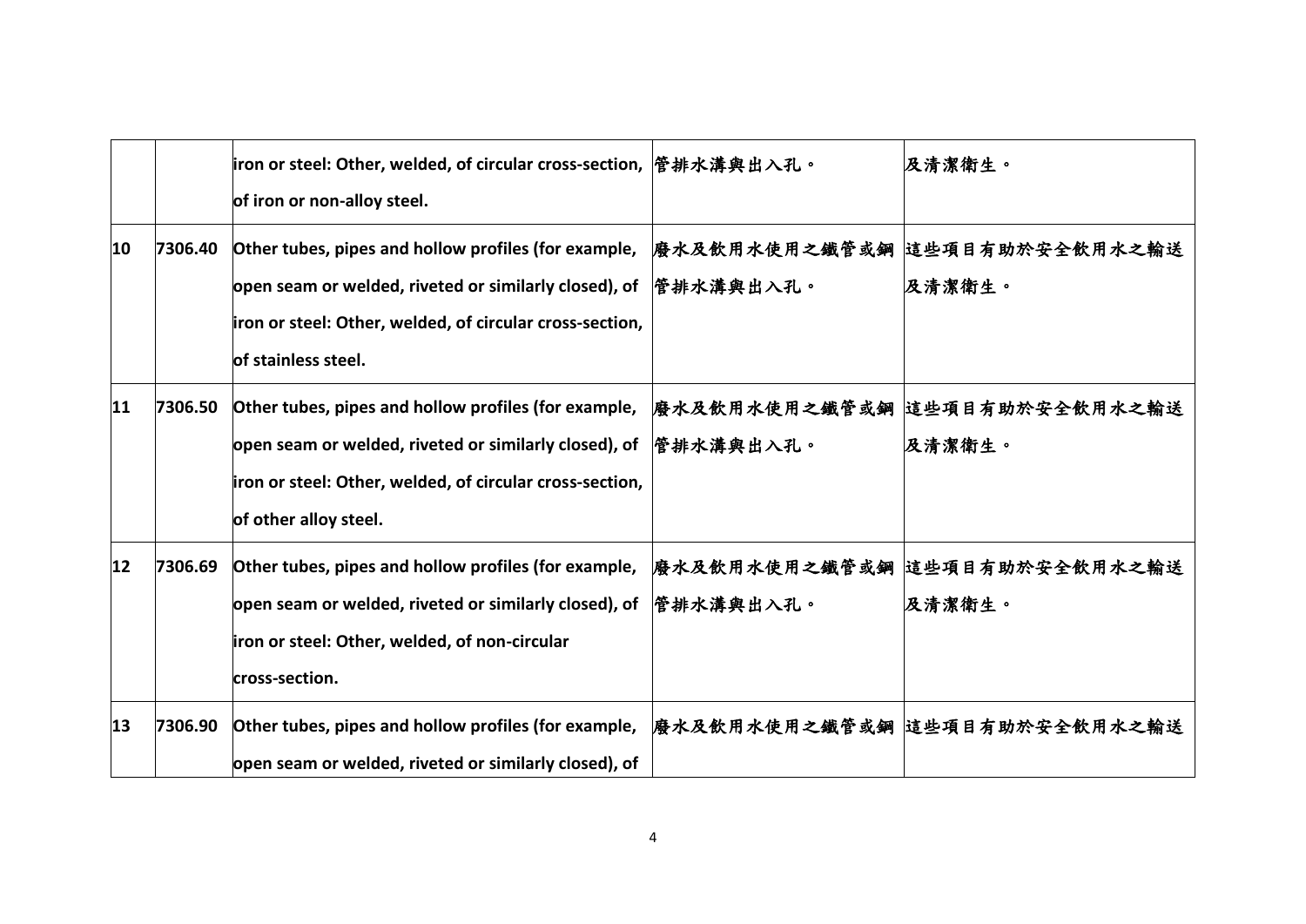| | | | | |
|---|---|---|---|---|
| | | iron or steel: Other, welded, of circular cross-section, of iron or non-alloy steel. | 管排水溝與出入孔。 | 及清潔衛生。 |
| 10 | 7306.40 | Other tubes, pipes and hollow profiles (for example, open seam or welded, riveted or similarly closed), of iron or steel: Other, welded, of circular cross-section, of stainless steel. | 廢水及飲用水使用之鐵管或鋼管排水溝與出入孔。 | 這些項目有助於安全飲用水之輸送及清潔衛生。 |
| 11 | 7306.50 | Other tubes, pipes and hollow profiles (for example, open seam or welded, riveted or similarly closed), of iron or steel: Other, welded, of circular cross-section, of other alloy steel. | 廢水及飲用水使用之鐵管或鋼管排水溝與出入孔。 | 這些項目有助於安全飲用水之輸送及清潔衛生。 |
| 12 | 7306.69 | Other tubes, pipes and hollow profiles (for example, open seam or welded, riveted or similarly closed), of iron or steel: Other, welded, of non-circular cross-section. | 廢水及飲用水使用之鐵管或鋼管排水溝與出入孔。 | 這些項目有助於安全飲用水之輸送及清潔衛生。 |
| 13 | 7306.90 | Other tubes, pipes and hollow profiles (for example, open seam or welded, riveted or similarly closed), of | 廢水及飲用水使用之鐵管或鋼 | 這些項目有助於安全飲用水之輸送 |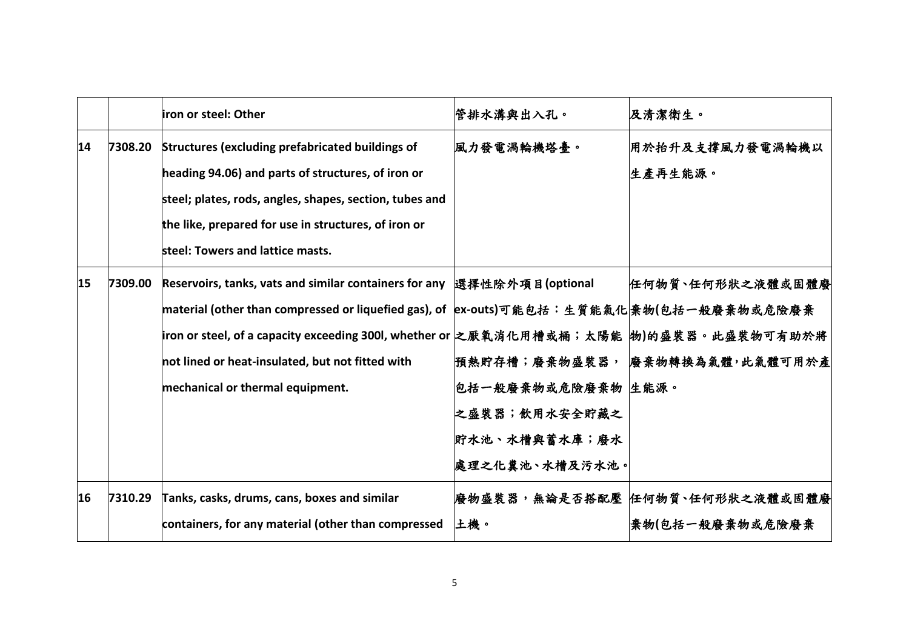| | | | | |
|---|---|---|---|---|
| | | iron or steel: Other | 管排水溝與出入孔。 | 及清潔衛生。 |
| 14 | 7308.20 | Structures (excluding prefabricated buildings of heading 94.06) and parts of structures, of iron or steel; plates, rods, angles, shapes, section, tubes and the like, prepared for use in structures, of iron or steel: Towers and lattice masts. | 風力發電渦輪機塔臺。 | 用於抬升及支撐風力發電渦輪機以生產再生能源。 |
| 15 | 7309.00 | Reservoirs, tanks, vats and similar containers for any material (other than compressed or liquefied gas), of iron or steel, of a capacity exceeding 300l, whether or not lined or heat-insulated, but not fitted with mechanical or thermal equipment. | 選擇性除外項目(optional ex-outs)可能包括：生質能氣化之厭氧消化用槽或桶；太陽能預熱貯存槽；廢棄物盛裝器，包括一般廢棄物或危險廢棄物之盛裝器；飲用水安全貯藏之貯水池、水槽與蓄水庫；廢水處理之化糞池、水槽及污水池。 | 任何物質、任何形狀之液體或固體廢棄物(包括一般廢棄物或危險廢棄物)的盛裝器。此盛裝物可有助於將廢棄物轉換為氣體，此氣體可用於產生能源。 |
| 16 | 7310.29 | Tanks, casks, drums, cans, boxes and similar containers, for any material (other than compressed | 廢物盛裝器，無論是否搭配壓土機。 | 任何物質、任何形狀之液體或固體廢棄物(包括一般廢棄物或危險廢棄 |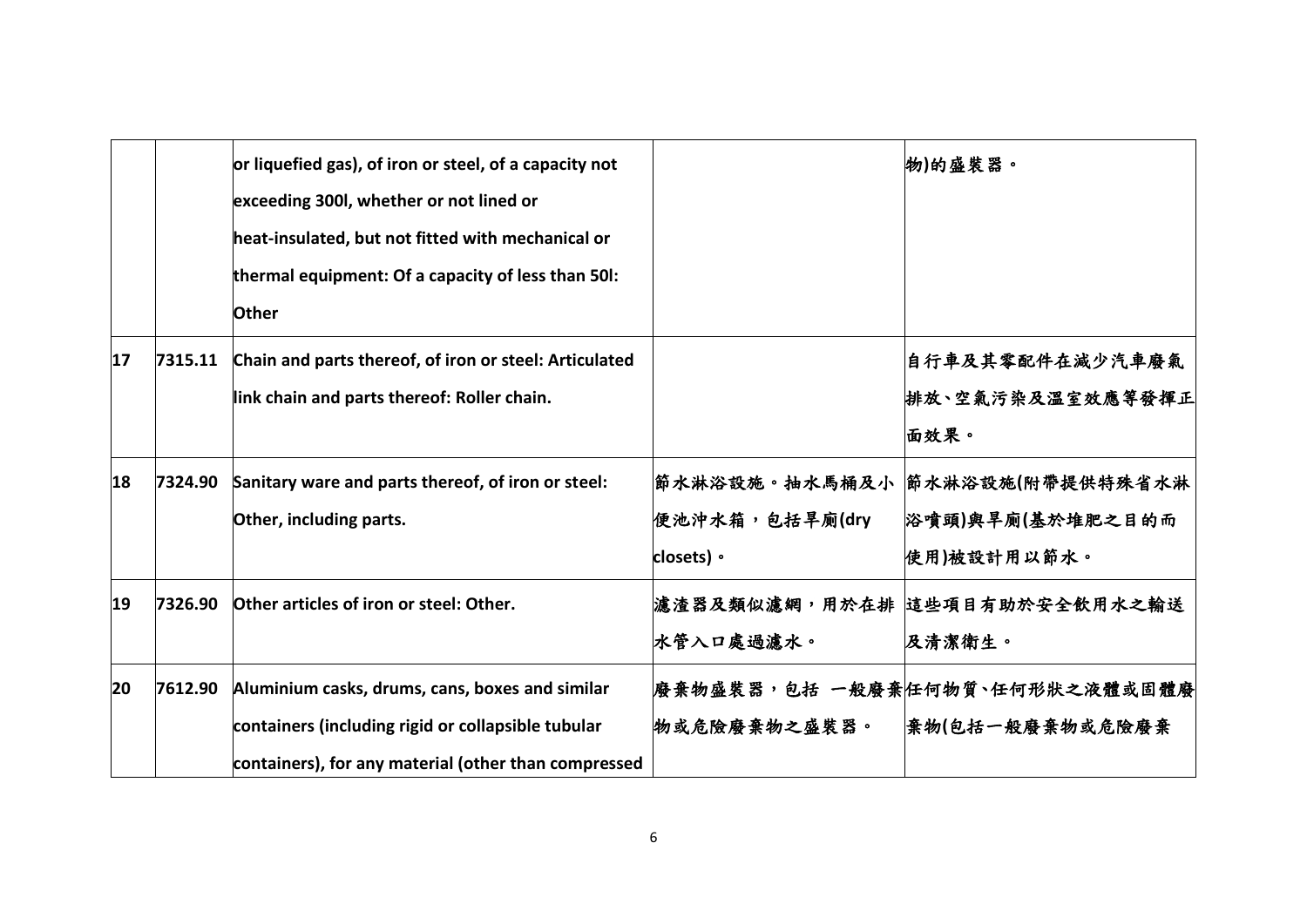| | | | | |
|---|---|---|---|---|
| | | or liquefied gas), of iron or steel, of a capacity not exceeding 300l, whether or not lined or heat-insulated, but not fitted with mechanical or thermal equipment: Of a capacity of less than 50l: Other | | 物)的盛裝器。 |
| 17 | 7315.11 | Chain and parts thereof, of iron or steel: Articulated link chain and parts thereof: Roller chain. | | 自行車及其零配件在減少汽車廢氣排放、空氣污染及溫室效應等發揮正面效果。 |
| 18 | 7324.90 | Sanitary ware and parts thereof, of iron or steel: Other, including parts. | 節水淋浴設施。抽水馬桶及小便池沖水箱，包括旱廁(dry closets)。 | 節水淋浴設施(附帶提供特殊省水淋浴噴頭)與旱廁(基於堆肥之目的而使用)被設計用以節水。 |
| 19 | 7326.90 | Other articles of iron or steel: Other. | 濾渣器及類似濾網，用於在排水管入口處過濾水。 | 這些項目有助於安全飲用水之輸送及清潔衛生。 |
| 20 | 7612.90 | Aluminium casks, drums, cans, boxes and similar containers (including rigid or collapsible tubular containers), for any material (other than compressed | 廢棄物盛裝器，包括 一般廢棄物或危險廢棄物之盛裝器。 | 任何物質、任何形狀之液體或固體廢棄物(包括一般廢棄物或危險廢棄 |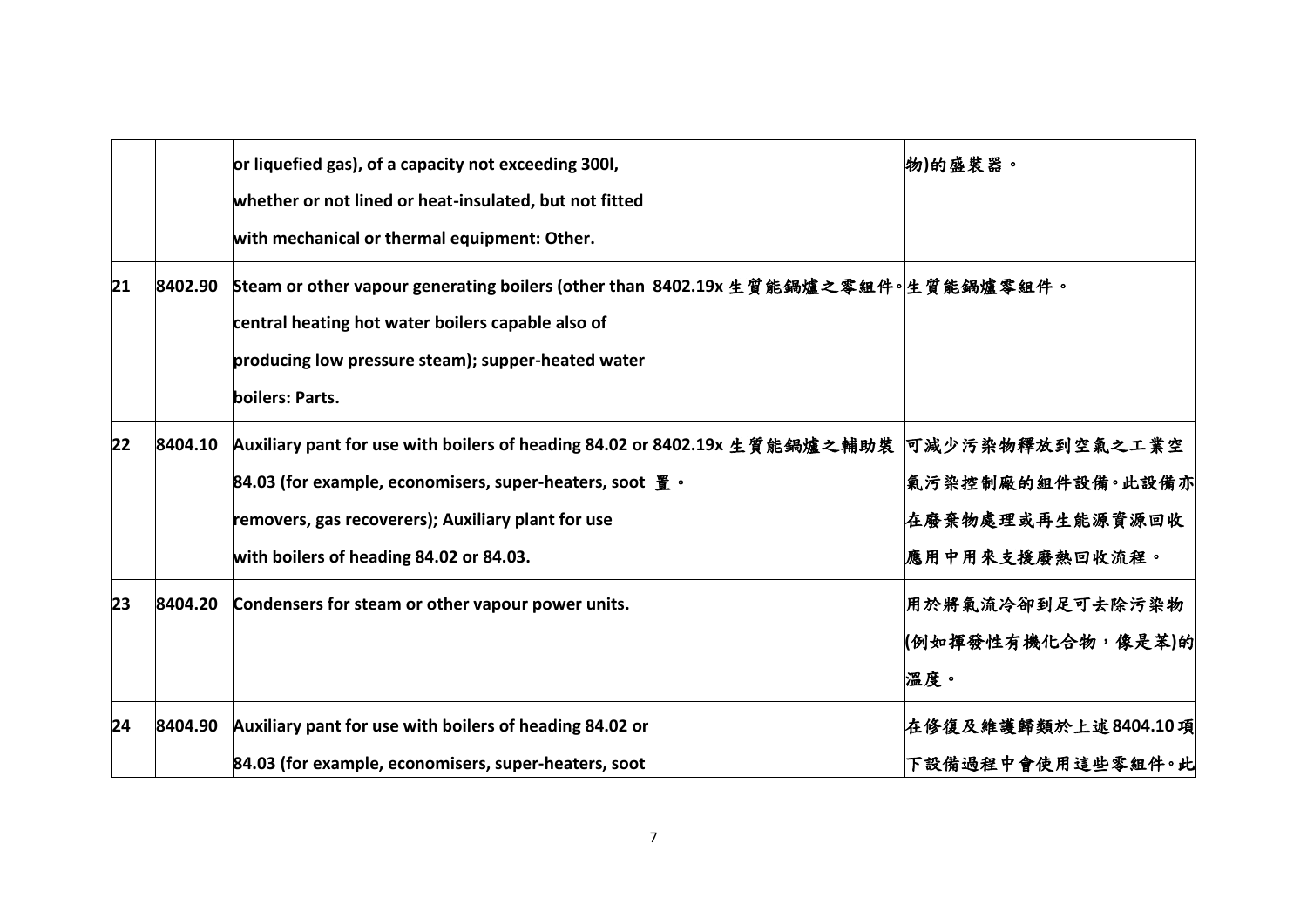| | | | | |
|---|---|---|---|---|
| | | or liquefied gas), of a capacity not exceeding 300l, whether or not lined or heat-insulated, but not fitted with mechanical or thermal equipment: Other. | | 物)的盛裝器。 |
| 21 | 8402.90 | Steam or other vapour generating boilers (other than central heating hot water boilers capable also of producing low pressure steam); supper-heated water boilers: Parts. | 8402.19x 生質能鍋爐之零組件。 | 生質能鍋爐零組件。 |
| 22 | 8404.10 | Auxiliary pant for use with boilers of heading 84.02 or 84.03 (for example, economisers, super-heaters, soot removers, gas recoverers); Auxiliary plant for use with boilers of heading 84.02 or 84.03. | 8402.19x 生質能鍋爐之輔助裝置。 | 可減少污染物釋放到空氣之工業空氣污染控制廠的組件設備。此設備亦在廢棄物處理或再生能源資源回收應用中用來支援廢熱回收流程。 |
| 23 | 8404.20 | Condensers for steam or other vapour power units. | | 用於將氣流冷卻到足可去除污染物(例如揮發性有機化合物，像是苯)的溫度。 |
| 24 | 8404.90 | Auxiliary pant for use with boilers of heading 84.02 or 84.03 (for example, economisers, super-heaters, soot | | 在修復及維護歸類於上述8404.10項下設備過程中會使用這些零組件。此 |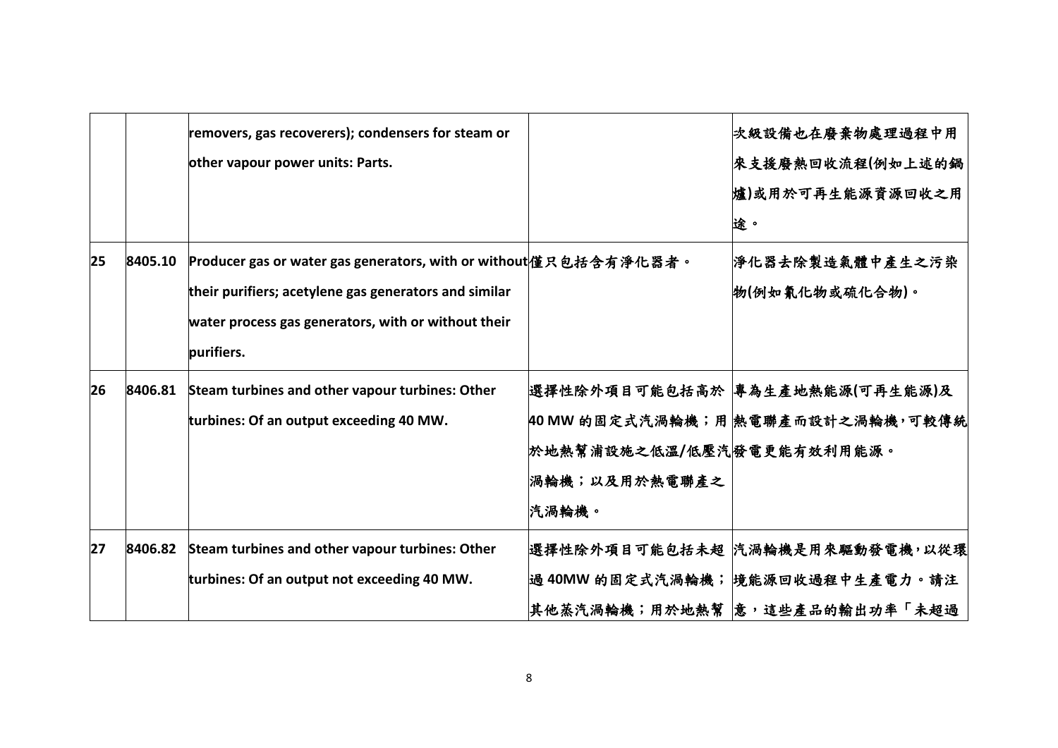| | | removers, gas recoverers); condensers for steam or other vapour power units: Parts. | | 次級設備也在廢棄物處理過程中用來支援廢熱回收流程(例如上述的鍋爐)或用於可再生能源資源回收之用途。 |
|---|---|---|---|---|
| 25 | 8405.10 | Producer gas or water gas generators, with or without their purifiers; acetylene gas generators and similar water process gas generators, with or without their purifiers. | 僅只包括含有淨化器者。 | 淨化器去除製造氣體中產生之污染物(例如氰化物或硫化合物)。 |
| 26 | 8406.81 | Steam turbines and other vapour turbines: Other turbines: Of an output exceeding 40 MW. | 選擇性除外項目可能包括高於 40 MW 的固定式汽渦輪機；用於地熱幫浦設施之低溫/低壓汽渦輪機；以及用於熱電聯產之汽渦輪機。 | 專為生產地熱能源(可再生能源)及熱電聯產而設計之渦輪機，可較傳統發電更能有效利用能源。 |
| 27 | 8406.82 | Steam turbines and other vapour turbines: Other turbines: Of an output not exceeding 40 MW. | 選擇性除外項目可能包括未超過 40MW 的固定式汽渦輪機；其他蒸汽渦輪機；用於地熱幫 | 汽渦輪機是用來驅動發電機，以從環境能源回收過程中生產電力。請注意，這些產品的輸出功率「未超過 |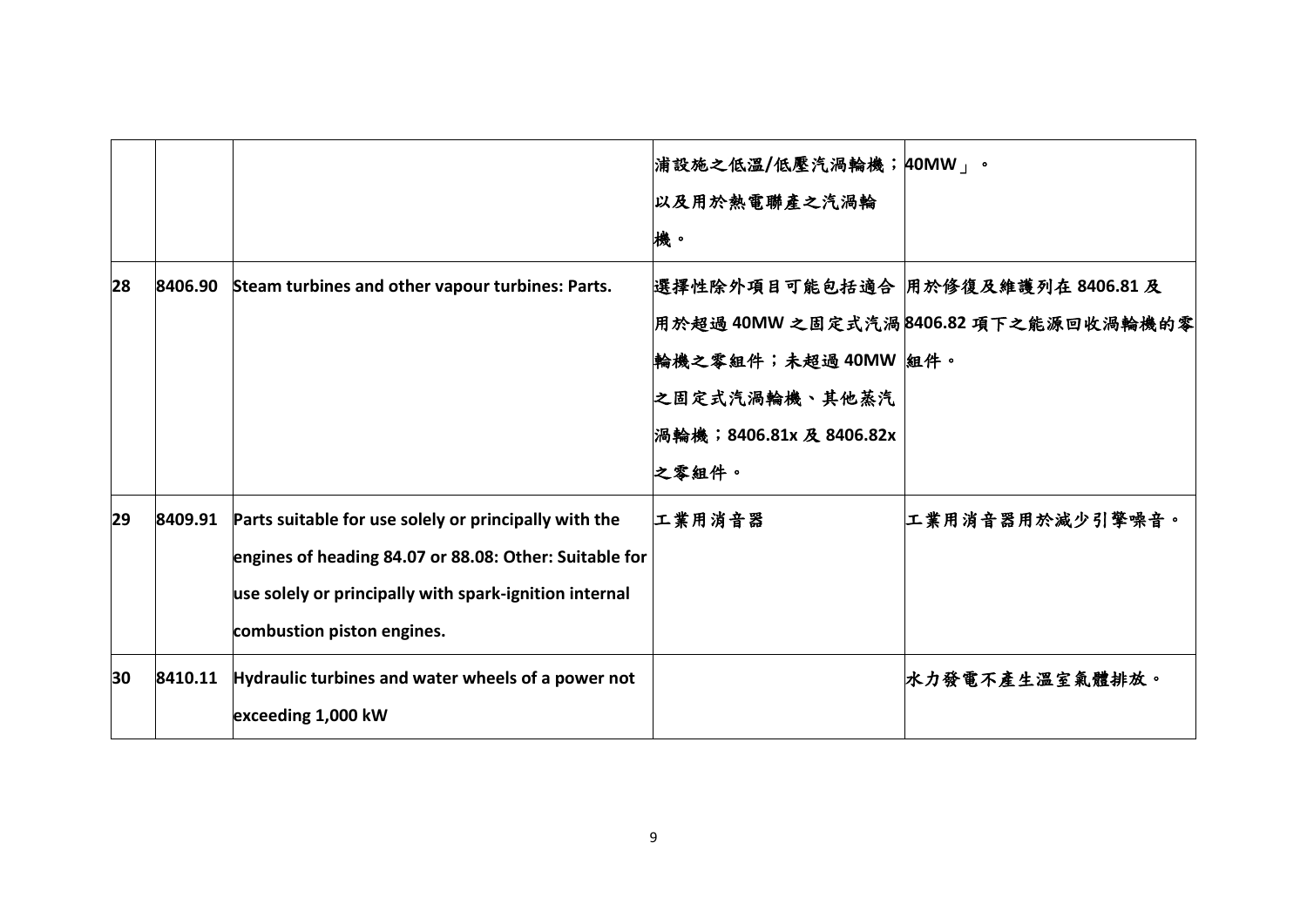| | | | | |
|---|---|---|---|---|
| | | | 浦設施之低溫/低壓汽渦輪機；以及用於熱電聯產之汽渦輪機。 | 40MW」。 |
| **28** | **8406.90** | **Steam turbines and other vapour turbines: Parts.** | **選擇性除外項目可能包括適合用於超過 40MW 之固定式汽渦輪機之零組件；未超過 40MW 之固定式汽渦輪機、其他蒸汽渦輪機；8406.81x 及 8406.82x 之零組件。** | **用於修復及維護列在 8406.81 及 8406.82 項下之能源回收渦輪機的零組件。** |
| **29** | **8409.91** | **Parts suitable for use solely or principally with the engines of heading 84.07 or 88.08: Other: Suitable for use solely or principally with spark-ignition internal combustion piston engines.** | **工業用消音器** | **工業用消音器用於減少引擎噪音。** |
| **30** | **8410.11** | **Hydraulic turbines and water wheels of a power not exceeding 1,000 kW** | | **水力發電不產生溫室氣體排放。** |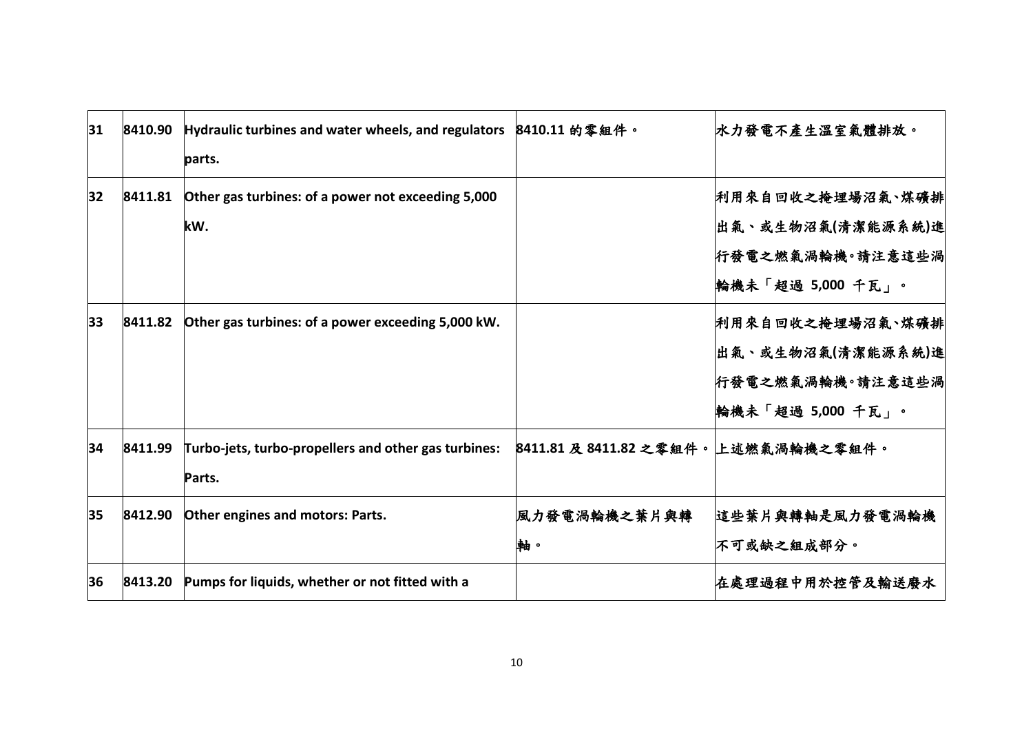| 31 | 8410.90 | Hydraulic turbines and water wheels, and regulators parts. | 8410.11 的零組件。 | 水力發電不產生溫室氣體排放。 |
|---|---|---|---|---|
| 32 | 8411.81 | Other gas turbines: of a power not exceeding 5,000 kW. | | 利用來自回收之掩埋場沼氣、煤礦排出氣、或生物沼氣(清潔能源系統)進行發電之燃氣渦輪機。請注意這些渦輪機未「超過 5,000 千瓦」。 |
| 33 | 8411.82 | Other gas turbines: of a power exceeding 5,000 kW. | | 利用來自回收之掩埋場沼氣、煤礦排出氣、或生物沼氣(清潔能源系統)進行發電之燃氣渦輪機。請注意這些渦輪機未「超過 5,000 千瓦」。 |
| 34 | 8411.99 | Turbo-jets, turbo-propellers and other gas turbines: Parts. | 8411.81 及 8411.82 之零組件。 | 上述燃氣渦輪機之零組件。 |
| 35 | 8412.90 | Other engines and motors: Parts. | 風力發電渦輪機之葉片與轉軸。 | 這些葉片與轉軸是風力發電渦輪機不可或缺之組成部分。 |
| 36 | 8413.20 | Pumps for liquids, whether or not fitted with a | | 在處理過程中用於控管及輸送廢水 |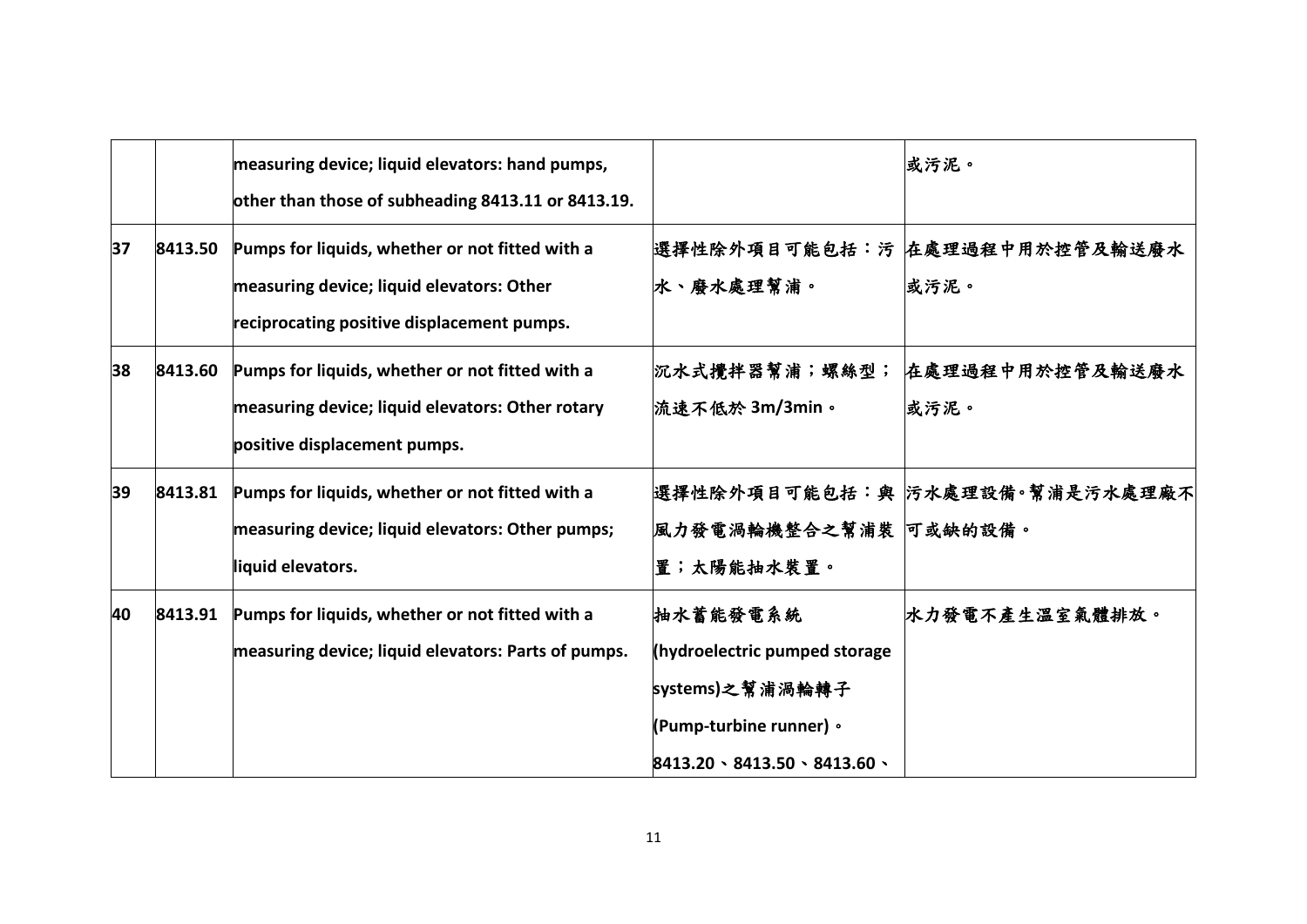| | | | | |
|---|---|---|---|---|
| | | measuring device; liquid elevators: hand pumps, other than those of subheading 8413.11 or 8413.19. | | 或污泥。 |
| 37 | 8413.50 | Pumps for liquids, whether or not fitted with a measuring device; liquid elevators: Other reciprocating positive displacement pumps. | 選擇性除外項目可能包括：污水、廢水處理幫浦。 | 在處理過程中用於控管及輸送廢水或污泥。 |
| 38 | 8413.60 | Pumps for liquids, whether or not fitted with a measuring device; liquid elevators: Other rotary positive displacement pumps. | 沉水式攪拌器幫浦；螺絲型；流速不低於 3m/3min。 | 在處理過程中用於控管及輸送廢水或污泥。 |
| 39 | 8413.81 | Pumps for liquids, whether or not fitted with a measuring device; liquid elevators: Other pumps; liquid elevators. | 選擇性除外項目可能包括：與風力發電渦輪機整合之幫浦裝置；太陽能抽水裝置。 | 污水處理設備。幫浦是污水處理廠不可或缺的設備。 |
| 40 | 8413.91 | Pumps for liquids, whether or not fitted with a measuring device; liquid elevators: Parts of pumps. | 抽水蓄能發電系統 (hydroelectric pumped storage systems)之幫浦渦輪轉子 (Pump-turbine runner)。 8413.20、8413.50、8413.60、 | 水力發電不產生溫室氣體排放。 |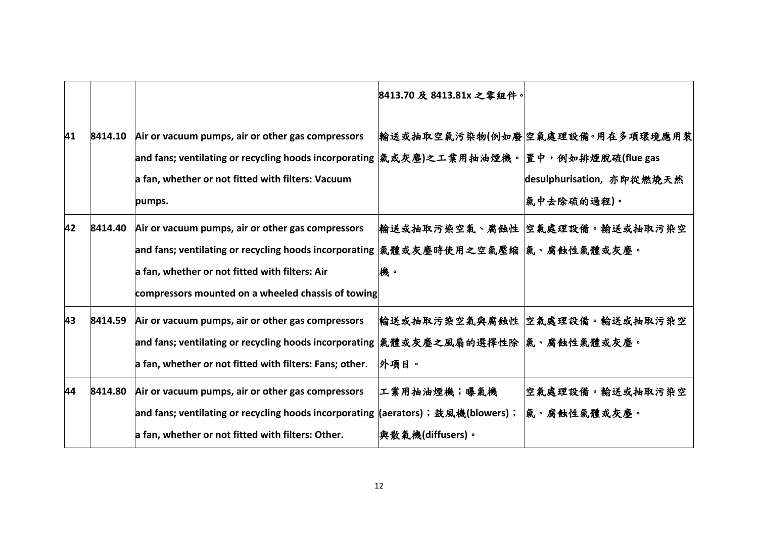| | | | | |
|---|---|---|---|---|
| | | | 8413.70 及 8413.81x 之零組件。 | |
| 41 | 8414.10 | Air or vacuum pumps, air or other gas compressors and fans; ventilating or recycling hoods incorporating a fan, whether or not fitted with filters: Vacuum pumps. | 輸送或抽取空氣污染物(例如廢氣或灰塵)之工業用抽油煙機。 | 空氣處理設備。用在多項環境應用裝置中，例如排煙脫硫(flue gas desulphurisation, 亦即從燃燒天然氣中去除硫的過程)。 |
| 42 | 8414.40 | Air or vacuum pumps, air or other gas compressors and fans; ventilating or recycling hoods incorporating a fan, whether or not fitted with filters: Air compressors mounted on a wheeled chassis of towing | 輸送或抽取污染空氣、腐蝕性氣體或灰塵時使用之空氣壓縮機。 | 空氣處理設備。輸送或抽取污染空氣、腐蝕性氣體或灰塵。 |
| 43 | 8414.59 | Air or vacuum pumps, air or other gas compressors and fans; ventilating or recycling hoods incorporating a fan, whether or not fitted with filters: Fans; other. | 輸送或抽取污染空氣與腐蝕性氣體或灰塵之風扇的選擇性除外項目。 | 空氣處理設備。輸送或抽取污染空氣、腐蝕性氣體或灰塵。 |
| 44 | 8414.80 | Air or vacuum pumps, air or other gas compressors and fans; ventilating or recycling hoods incorporating a fan, whether or not fitted with filters: Other. | 工業用抽油煙機；曝氣機(aerators)；鼓風機(blowers)；與散氣機(diffusers)。 | 空氣處理設備。輸送或抽取污染空氣、腐蝕性氣體或灰塵。 |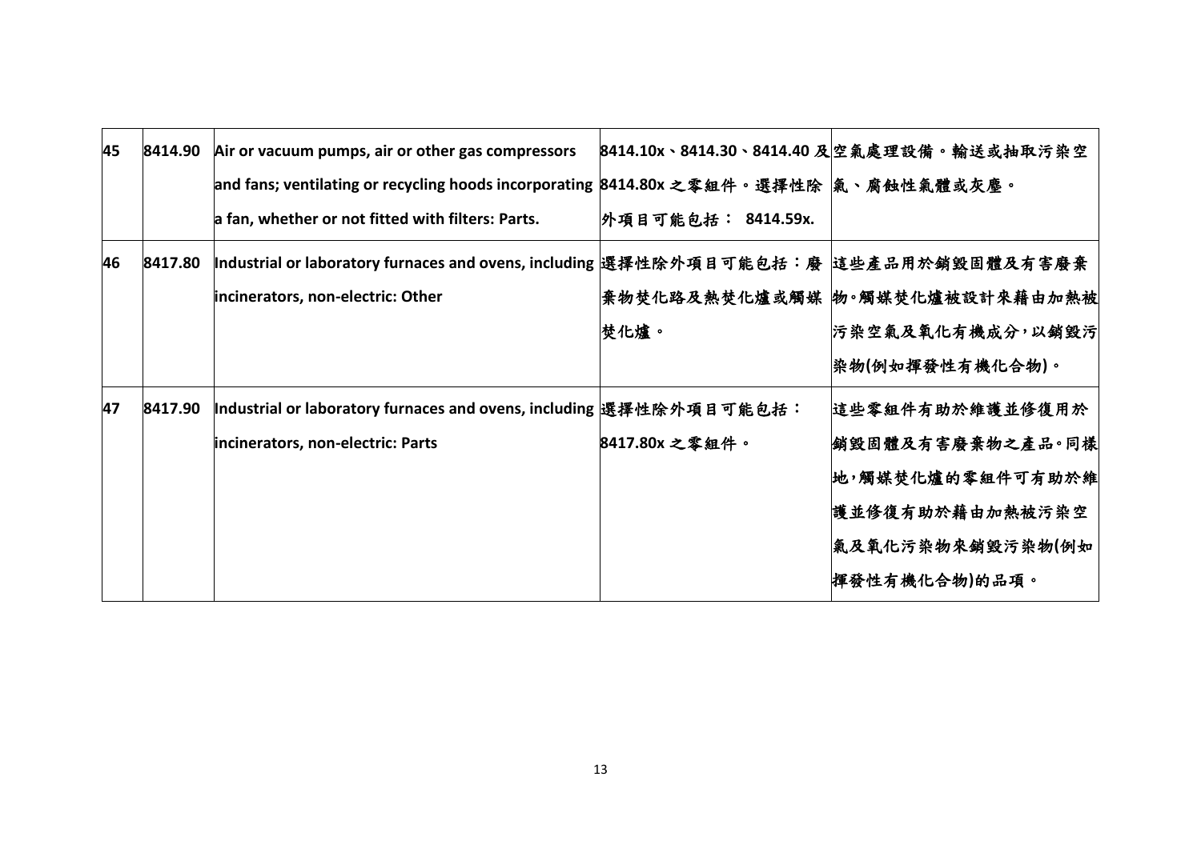| 45 | 8414.90 | Air or vacuum pumps, air or other gas compressors and fans; ventilating or recycling hoods incorporating a fan, whether or not fitted with filters: Parts. | 8414.10x、8414.30、8414.40 及 8414.80x 之零組件。選擇性除外項目可能包括： 8414.59x. | 空氣處理設備。輸送或抽取污染空氣、腐蝕性氣體或灰塵。 |
|---|---|---|---|---|
| 46 | 8417.80 | Industrial or laboratory furnaces and ovens, including incinerators, non-electric: Other | 選擇性除外項目可能包括：廢棄物焚化路及熱焚化爐或觸媒焚化爐。 | 這些產品用於銷毀固體及有害廢棄物。觸媒焚化爐被設計來藉由加熱被污染空氣及氧化有機成分，以銷毀污染物(例如揮發性有機化合物)。 |
| 47 | 8417.90 | Industrial or laboratory furnaces and ovens, including incinerators, non-electric: Parts | 選擇性除外項目可能包括： 8417.80x 之零組件。 | 這些零組件有助於維護並修復用於銷毀固體及有害廢棄物之產品。同樣地，觸媒焚化爐的零組件可有助於維護並修復有助於藉由加熱被污染空氣及氧化污染物來銷毀污染物(例如揮發性有機化合物)的品項。 |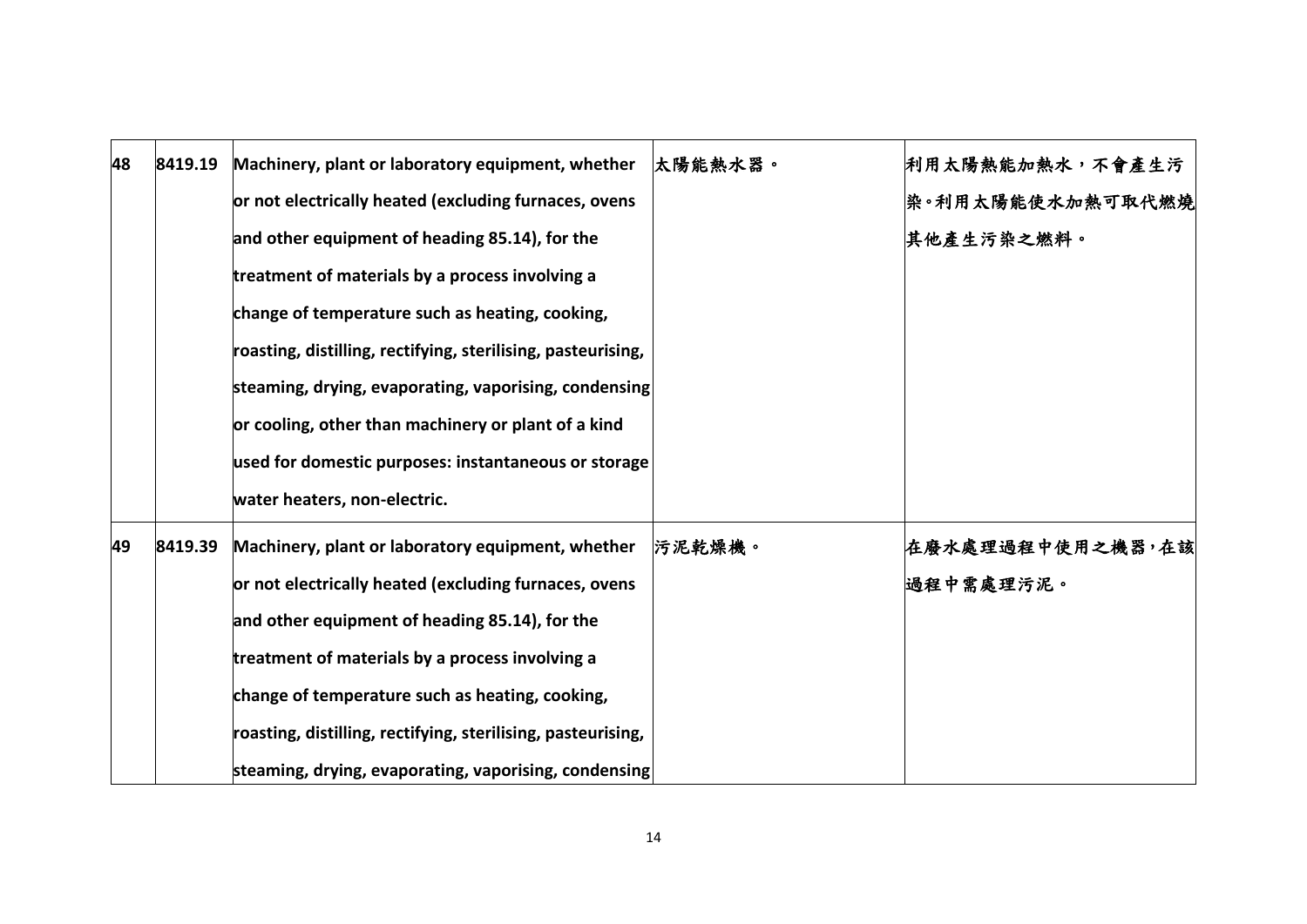| | | | | |
|---|---|---|---|---|
| 48 | 8419.19 | **Machinery, plant or laboratory equipment, whether or not electrically heated (excluding furnaces, ovens and other equipment of heading 85.14), for the treatment of materials by a process involving a change of temperature such as heating, cooking, roasting, distilling, rectifying, sterilising, pasteurising, steaming, drying, evaporating, vaporising, condensing or cooling, other than machinery or plant of a kind used for domestic purposes: instantaneous or storage water heaters, non-electric.** | 太陽能熱水器。 | 利用太陽熱能加熱水，不會產生污染。利用太陽能使水加熱可取代燃燒其他產生污染之燃料。 |
| 49 | 8419.39 | **Machinery, plant or laboratory equipment, whether or not electrically heated (excluding furnaces, ovens and other equipment of heading 85.14), for the treatment of materials by a process involving a change of temperature such as heating, cooking, roasting, distilling, rectifying, sterilising, pasteurising, steaming, drying, evaporating, vaporising, condensing** | 污泥乾燥機。 | 在廢水處理過程中使用之機器，在該過程中需處理污泥。 |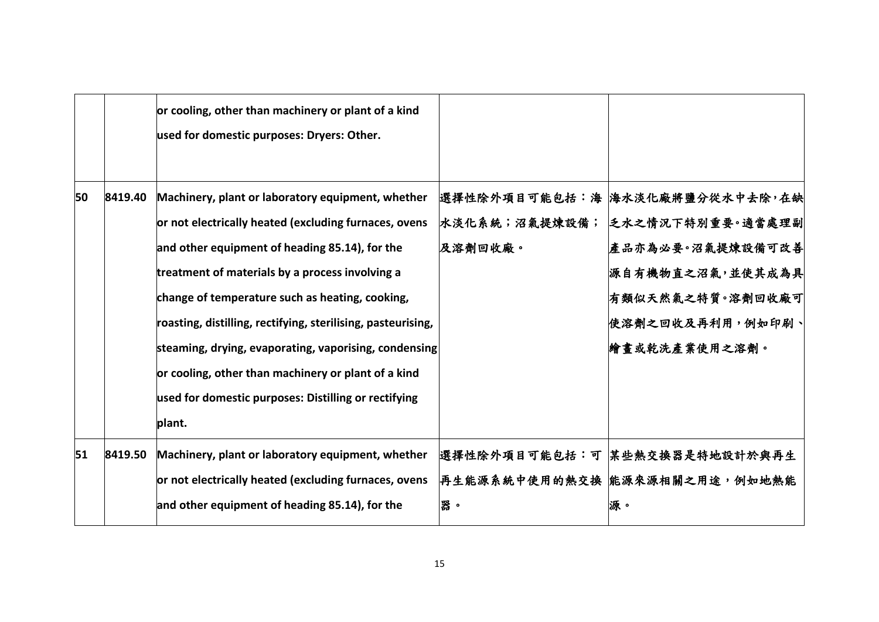| | | | | |
|---|---|---|---|---|
| | | **or cooling, other than machinery or plant of a kind used for domestic purposes: Dryers: Other.** | | |
| **50** | **8419.40** | **Machinery, plant or laboratory equipment, whether or not electrically heated (excluding furnaces, ovens and other equipment of heading 85.14), for the treatment of materials by a process involving a change of temperature such as heating, cooking, roasting, distilling, rectifying, sterilising, pasteurising, steaming, drying, evaporating, vaporising, condensing or cooling, other than machinery or plant of a kind used for domestic purposes: Distilling or rectifying plant.** | 選擇性除外項目可能包括：海水淡化系統；沼氣提煉設備；及溶劑回收廠。 | 海水淡化廠將鹽分從水中去除，在缺乏水之情況下特別重要。適當處理副產品亦為必要。沼氣提煉設備可改善源自有機物直之沼氣，並使其成為具有類似天然氣之特質。溶劑回收廠可使溶劑之回收及再利用，例如印刷、繪畫或乾洗產業使用之溶劑。 |
| **51** | **8419.50** | **Machinery, plant or laboratory equipment, whether or not electrically heated (excluding furnaces, ovens and other equipment of heading 85.14), for the** | 選擇性除外項目可能包括：可再生能源系統中使用的熱交換器。 | 某些熱交換器是特地設計於與再生能源來源相關之用途，例如地熱能源。 |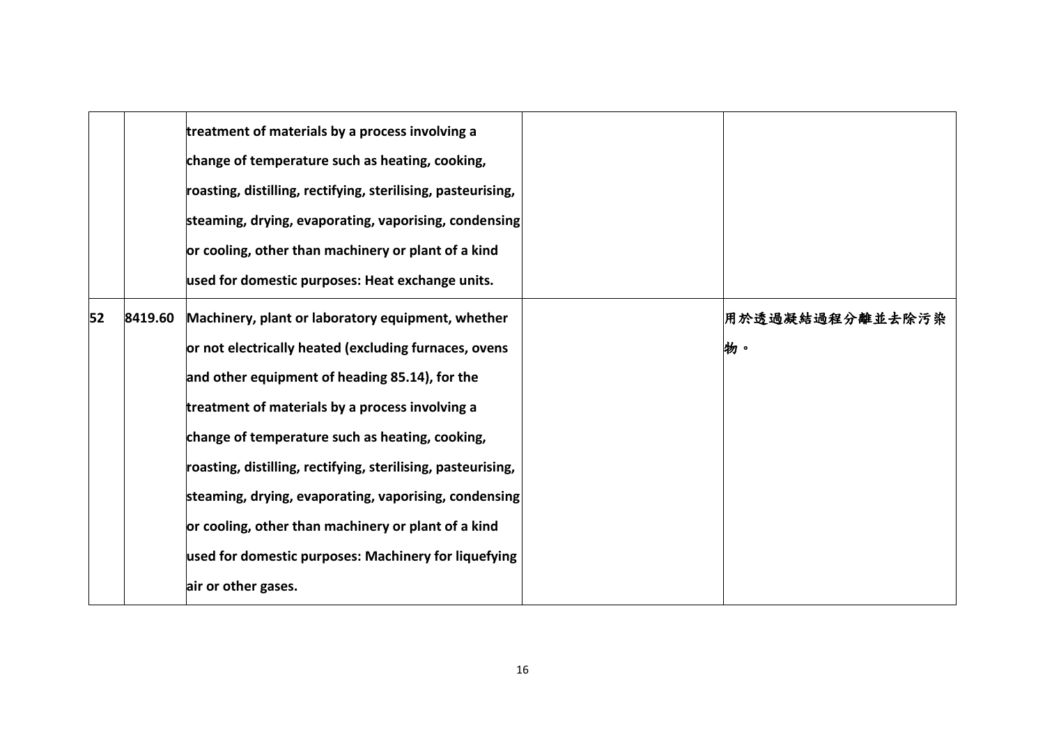|  |  |  |  |  |
|---|---|---|---|---|
|  |  | **treatment of materials by a process involving a change of temperature such as heating, cooking, roasting, distilling, rectifying, sterilising, pasteurising, steaming, drying, evaporating, vaporising, condensing or cooling, other than machinery or plant of a kind used for domestic purposes: Heat exchange units.** |  |  |
| **52** | **8419.60** | **Machinery, plant or laboratory equipment, whether or not electrically heated (excluding furnaces, ovens and other equipment of heading 85.14), for the treatment of materials by a process involving a change of temperature such as heating, cooking, roasting, distilling, rectifying, sterilising, pasteurising, steaming, drying, evaporating, vaporising, condensing or cooling, other than machinery or plant of a kind used for domestic purposes: Machinery for liquefying air or other gases.** |  | **用於透過凝結過程分離並去除污染物。** |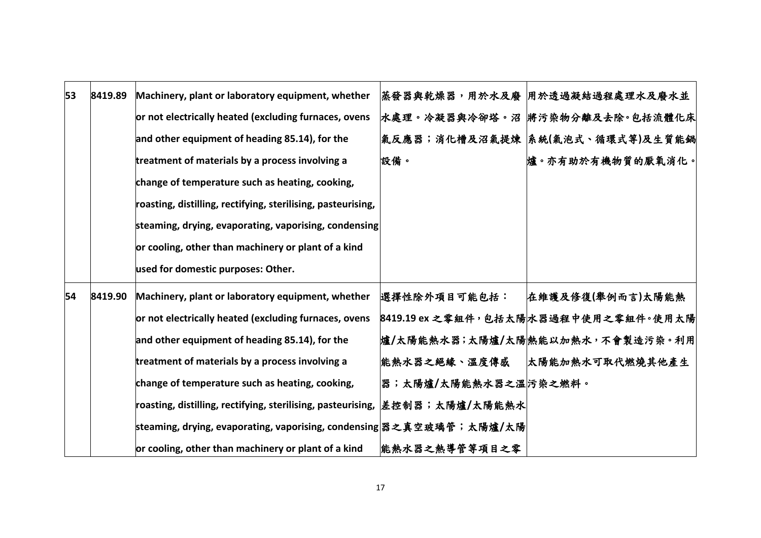| | | | | |
|---|---|---|---|---|
| 53 | 8419.89 | Machinery, plant or laboratory equipment, whether or not electrically heated (excluding furnaces, ovens and other equipment of heading 85.14), for the treatment of materials by a process involving a change of temperature such as heating, cooking, roasting, distilling, rectifying, sterilising, pasteurising, steaming, drying, evaporating, vaporising, condensing or cooling, other than machinery or plant of a kind used for domestic purposes: Other. | 蒸發器與乾燥器，用於水及廢水處理。冷凝器與冷卻塔。沼氣反應器；消化槽及沼氣提煉設備。 | 用於透過凝結過程處理水及廢水並將污染物分離及去除。包括流體化床系統(氣泡式、循環式等)及生質能鍋爐。亦有助於有機物質的厭氧消化。 |
| 54 | 8419.90 | Machinery, plant or laboratory equipment, whether or not electrically heated (excluding furnaces, ovens and other equipment of heading 85.14), for the treatment of materials by a process involving a change of temperature such as heating, cooking, roasting, distilling, rectifying, sterilising, pasteurising, steaming, drying, evaporating, vaporising, condensing or cooling, other than machinery or plant of a kind | 選擇性除外項目可能包括：8419.19 ex 之零組件，包括太陽爐/太陽能熱水器；太陽爐/太陽能熱水器之絕緣、溫度傳感器；太陽爐/太陽能熱水器之溫差控制器；太陽爐/太陽能熱水器之真空玻璃管；太陽爐/太陽能熱水器之熱導管等項目之零 | 在維護及修復(舉例而言)太陽能熱水器過程中使用之零組件。使用太陽熱能以加熱水，不會製造污染。利用太陽能加熱水可取代燃燒其他產生污染之燃料。 |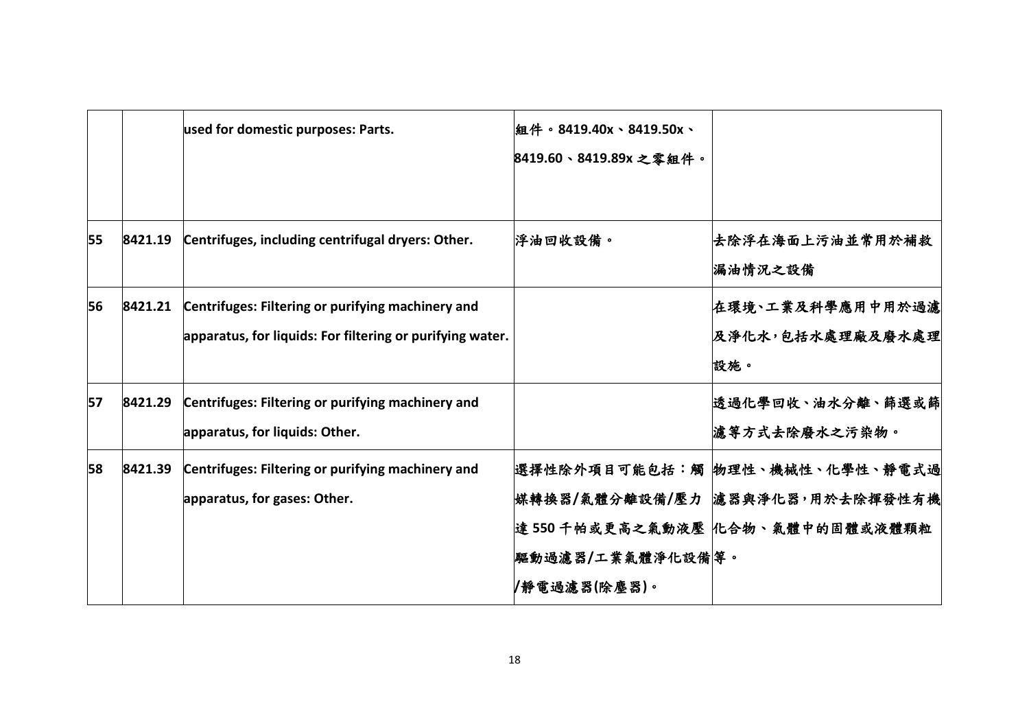| | | | | |
|---|---|---|---|---|
| | | used for domestic purposes: Parts. | 組件。8419.40x、8419.50x、8419.60、8419.89x 之零組件。 | |
| 55 | 8421.19 | Centrifuges, including centrifugal dryers: Other. | 浮油回收設備。 | 去除浮在海面上污油並常用於補救漏油情況之設備 |
| 56 | 8421.21 | Centrifuges: Filtering or purifying machinery and apparatus, for liquids: For filtering or purifying water. | | 在環境、工業及科學應用中用於過濾及淨化水，包括水處理廠及廢水處理設施。 |
| 57 | 8421.29 | Centrifuges: Filtering or purifying machinery and apparatus, for liquids: Other. | | 透過化學回收、油水分離、篩選或篩濾等方式去除廢水之污染物。 |
| 58 | 8421.39 | Centrifuges: Filtering or purifying machinery and apparatus, for gases: Other. | 選擇性除外項目可能包括：觸媒轉換器/氣體分離設備/壓力達 550 千帕或更高之氣動液壓驅動過濾器/工業氣體淨化設備/靜電過濾器(除塵器)。 | 物理性、機械性、化學性、靜電式過濾器與淨化器，用於去除揮發性有機化合物、氣體中的固體或液體顆粒等。 |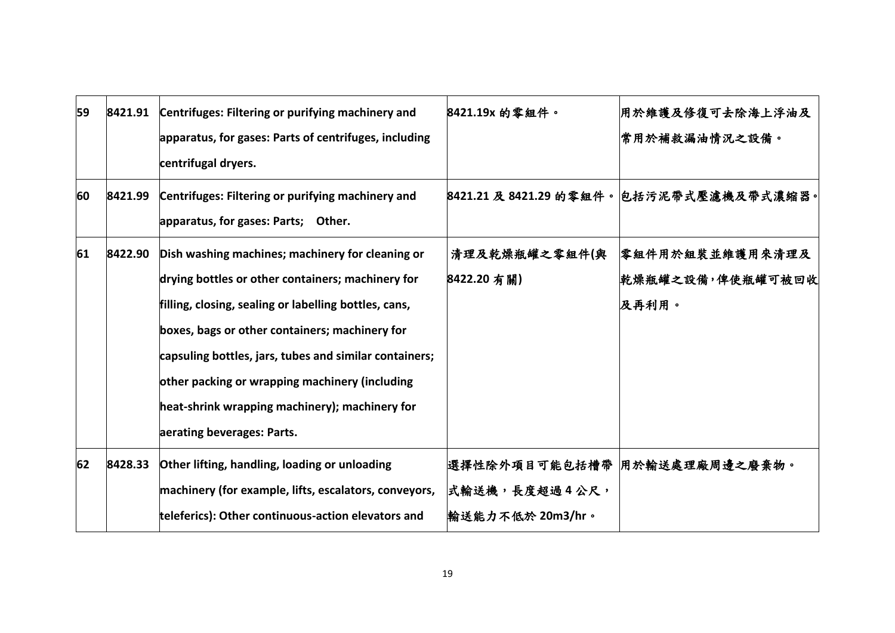| | | | | |
|---|---|---|---|---|
| 59 | 8421.91 | **Centrifuges: Filtering or purifying machinery and apparatus, for gases: Parts of centrifuges, including centrifugal dryers.** | **8421.19x 的零組件。** | **用於維護及修復可去除海上浮油及常用於補救漏油情況之設備。** |
| 60 | 8421.99 | **Centrifuges: Filtering or purifying machinery and apparatus, for gases: Parts; Other.** | **8421.21 及 8421.29 的零組件。** | **包括污泥帶式壓濾機及帶式濃縮器。** |
| 61 | 8422.90 | **Dish washing machines; machinery for cleaning or drying bottles or other containers; machinery for filling, closing, sealing or labelling bottles, cans, boxes, bags or other containers; machinery for capsuling bottles, jars, tubes and similar containers; other packing or wrapping machinery (including heat-shrink wrapping machinery); machinery for aerating beverages: Parts.** | **清理及乾燥瓶罐之零組件(與 8422.20 有關)** | **零組件用於組裝並維護用來清理及乾燥瓶罐之設備，俾使瓶罐可被回收及再利用。** |
| 62 | 8428.33 | **Other lifting, handling, loading or unloading machinery (for example, lifts, escalators, conveyors, teleferics): Other continuous-action elevators and** | **選擇性除外項目可能包括槽帶式輸送機，長度超過 4 公尺，輸送能力不低於 20m3/hr。** | **用於輸送處理廠周邊之廢棄物。** |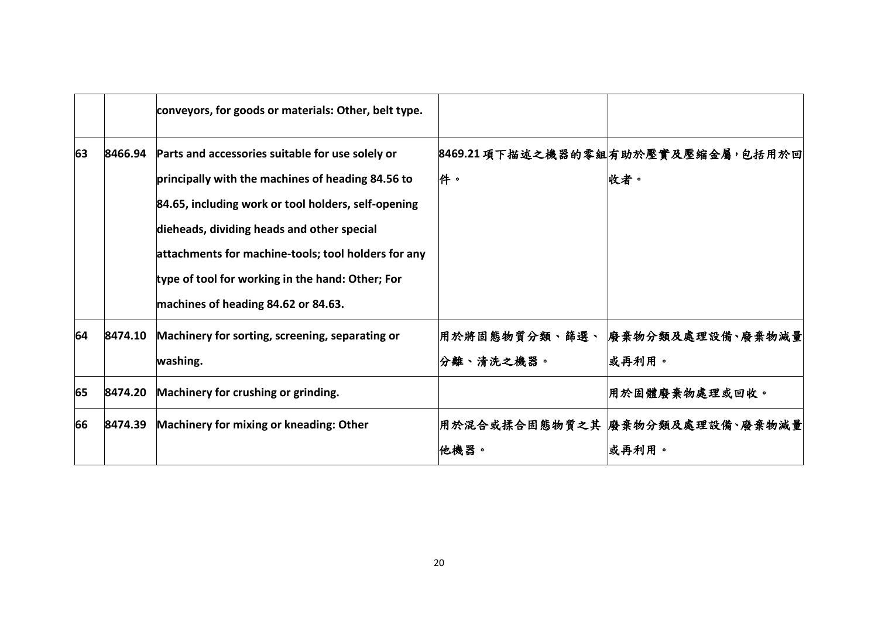| | | conveyors, for goods or materials: Other, belt type. | | |
|---|---|---|---|---|
| 63 | 8466.94 | Parts and accessories suitable for use solely or principally with the machines of heading 84.56 to 84.65, including work or tool holders, self-opening dieheads, dividing heads and other special attachments for machine-tools; tool holders for any type of tool for working in the hand: Other; For machines of heading 84.62 or 84.63. | 8469.21 項下描述之機器的零組件。 | 有助於壓實及壓縮金屬，包括用於回收者。 |
| 64 | 8474.10 | Machinery for sorting, screening, separating or washing. | 用於將固態物質分類、篩選、分離、清洗之機器。 | 廢棄物分類及處理設備、廢棄物減量或再利用。 |
| 65 | 8474.20 | Machinery for crushing or grinding. | | 用於固體廢棄物處理或回收。 |
| 66 | 8474.39 | Machinery for mixing or kneading: Other | 用於混合或揉合固態物質之其他機器。 | 廢棄物分類及處理設備、廢棄物減量或再利用。 |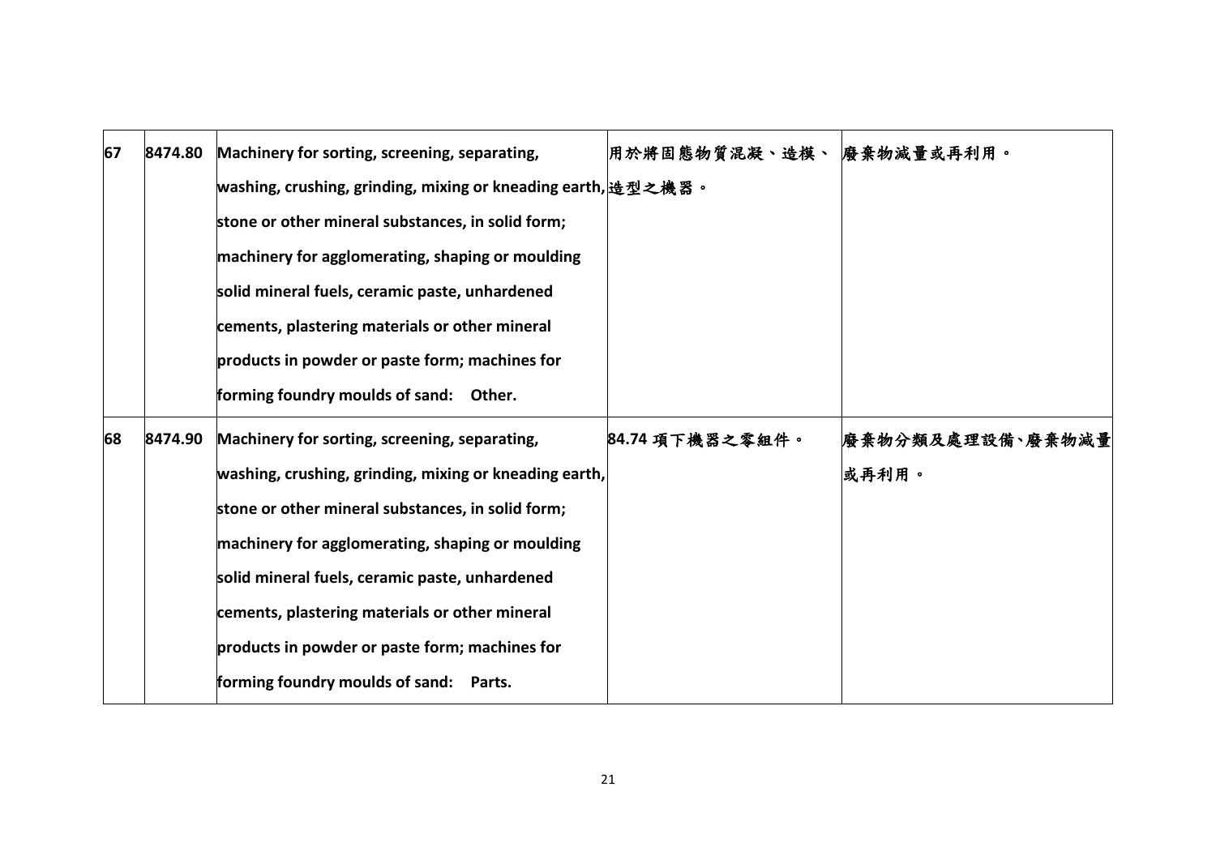| 67 | 8474.80 | Machinery for sorting, screening, separating, washing, crushing, grinding, mixing or kneading earth, stone or other mineral substances, in solid form; machinery for agglomerating, shaping or moulding solid mineral fuels, ceramic paste, unhardened cements, plastering materials or other mineral products in powder or paste form; machines for forming foundry moulds of sand: Other. | 用於將固態物質混凝、造模、造型之機器。 | 廢棄物減量或再利用。 |
|---|---|---|---|---|
| 68 | 8474.90 | Machinery for sorting, screening, separating, washing, crushing, grinding, mixing or kneading earth, stone or other mineral substances, in solid form; machinery for agglomerating, shaping or moulding solid mineral fuels, ceramic paste, unhardened cements, plastering materials or other mineral products in powder or paste form; machines for forming foundry moulds of sand: Parts. | 84.74 項下機器之零組件。 | 廢棄物分類及處理設備、廢棄物減量或再利用。 |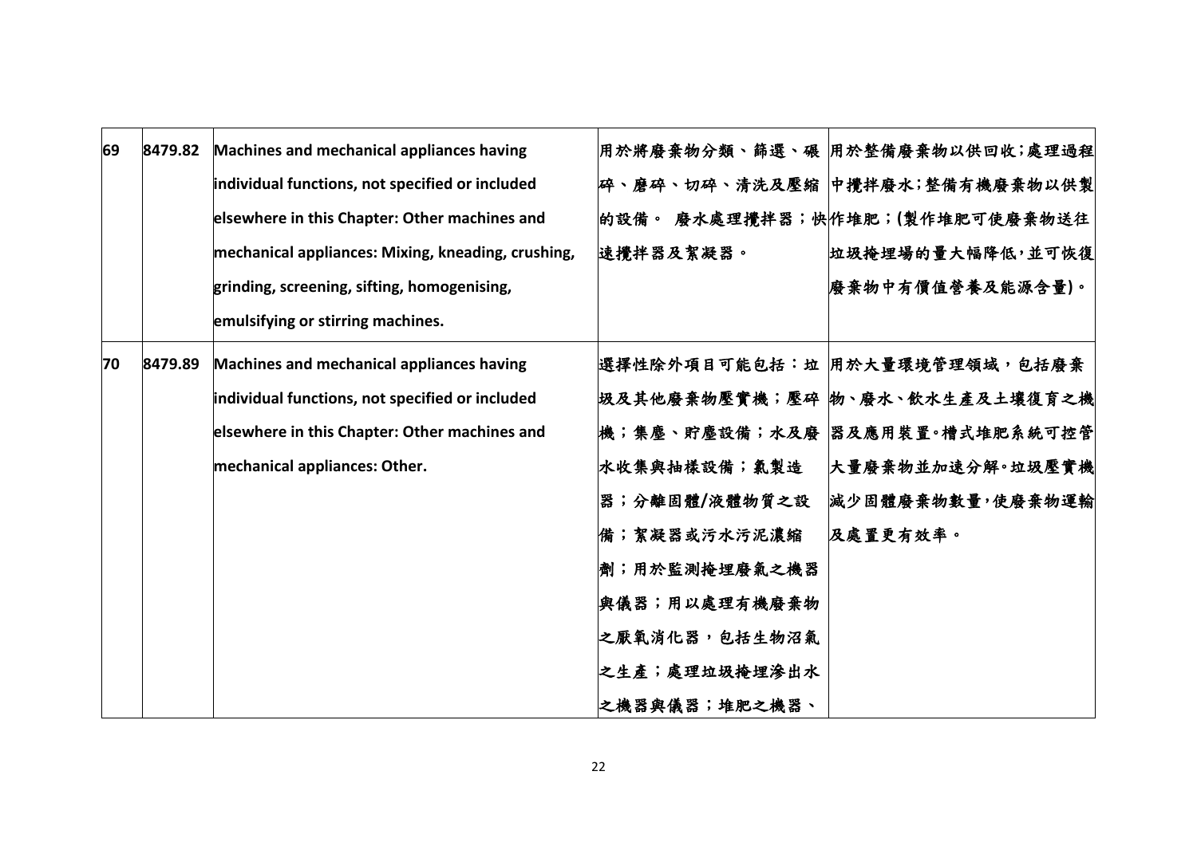| 69 | 8479.82 | **Machines and mechanical appliances having individual functions, not specified or included elsewhere in this Chapter: Other machines and mechanical appliances: Mixing, kneading, crushing, grinding, screening, sifting, homogenising, emulsifying or stirring machines.** | 用於將廢棄物分類、篩選、碾碎、磨碎、切碎、清洗及壓縮的設備。 廢水處理攪拌器；快速攪拌器及絮凝器。 | 用於整備廢棄物以供回收；處理過程中攪拌廢水；整備有機廢棄物以供製作堆肥；(製作堆肥可使廢棄物送往垃圾掩埋場的量大幅降低，並可恢復廢棄物中有價值營養及能源含量)。 |
|---|---|---|---|---|
| 70 | 8479.89 | **Machines and mechanical appliances having individual functions, not specified or included elsewhere in this Chapter: Other machines and mechanical appliances: Other.** | 選擇性除外項目可能包括：垃圾及其他廢棄物壓實機；壓碎機；集塵、貯塵設備；水及廢水收集與抽樣設備；氯製造器；分離固體/液體物質之設備；絮凝器或污水污泥濃縮劑；用於監測掩埋廢氣之機器與儀器；用以處理有機廢棄物之厭氧消化器，包括生物沼氣之生產；處理垃圾掩埋滲出水之機器與儀器；堆肥之機器、 | 用於大量環境管理領域，包括廢棄物、廢水、飲水生產及土壤復育之機器及應用裝置。槽式堆肥系統可控管大量廢棄物並加速分解。垃圾壓實機減少固體廢棄物數量，使廢棄物運輸及處置更有效率。 |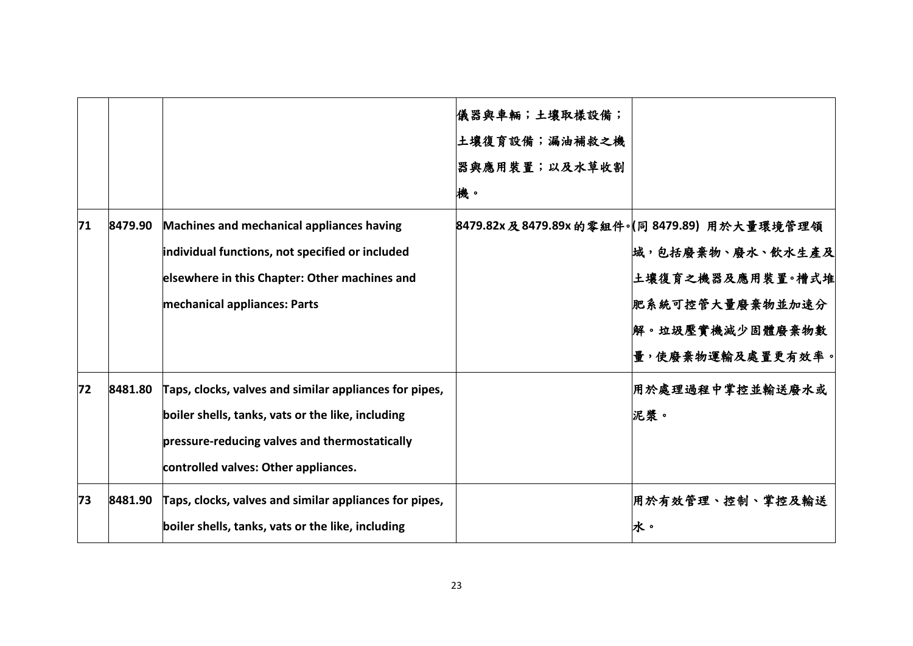|  |  |  | 儀器與車輛；土壤取樣設備；土壤復育設備；漏油補救之機器與應用裝置；以及水草收割機。 |  |
|---|---|---|---|---|
| 71 | 8479.90 | Machines and mechanical appliances having individual functions, not specified or included elsewhere in this Chapter: Other machines and mechanical appliances: Parts | 8479.82x 及 8479.89x 的零組件。 | (同 8479.89) 用於大量環境管理領域，包括廢棄物、廢水、飲水生產及土壤復育之機器及應用裝置。槽式堆肥系統可控管大量廢棄物並加速分解。垃圾壓實機減少固體廢棄物數量，使廢棄物運輸及處置更有效率。 |
| 72 | 8481.80 | Taps, clocks, valves and similar appliances for pipes, boiler shells, tanks, vats or the like, including pressure-reducing valves and thermostatically controlled valves: Other appliances. |  | 用於處理過程中掌控並輸送廢水或泥漿。 |
| 73 | 8481.90 | Taps, clocks, valves and similar appliances for pipes, boiler shells, tanks, vats or the like, including |  | 用於有效管理、控制、掌控及輸送水。 |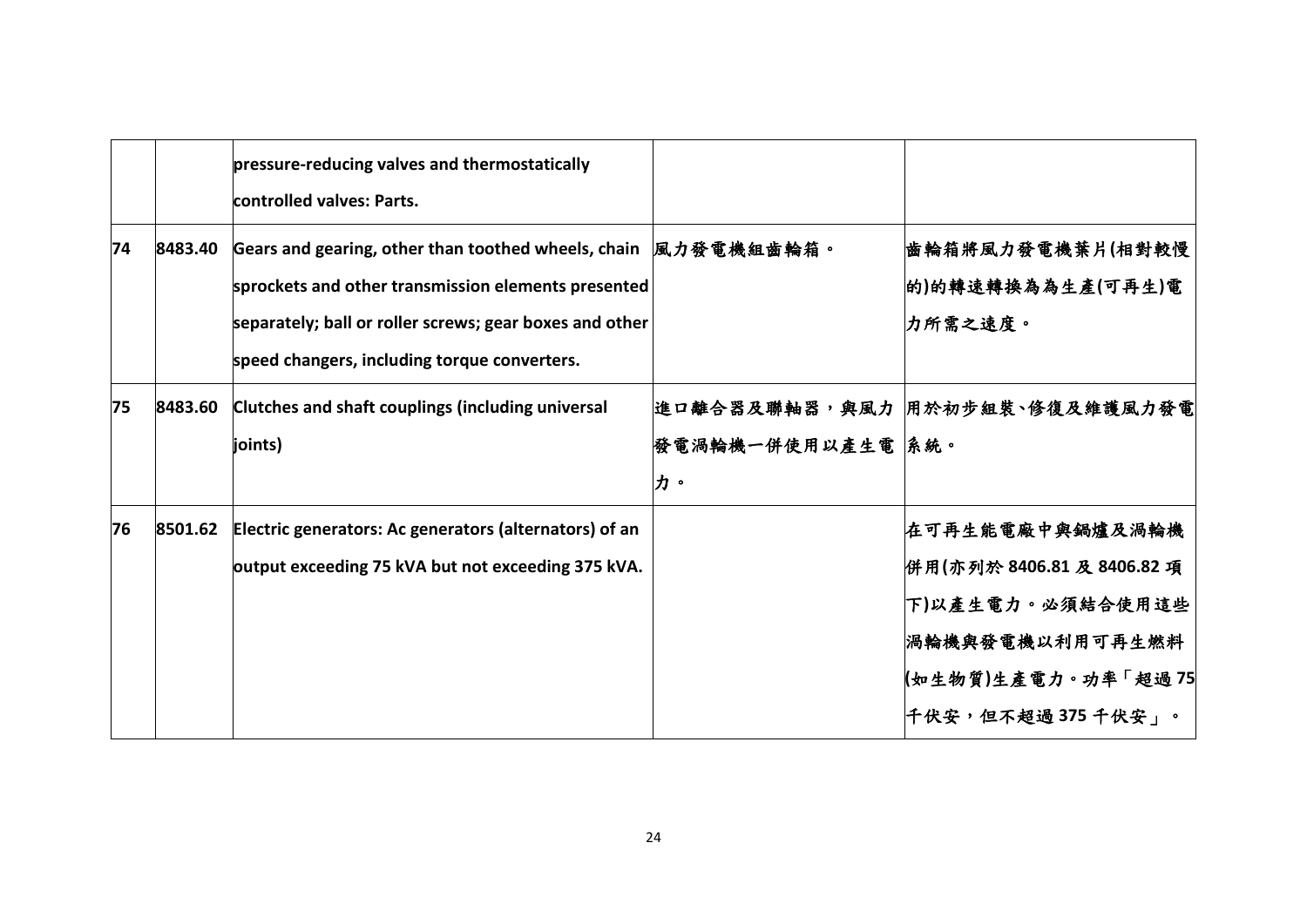| | | | | |
|---|---|---|---|---|
| | | **pressure-reducing valves and thermostatically controlled valves: Parts.** | | |
| **74** | **8483.40** | **Gears and gearing, other than toothed wheels, chain sprockets and other transmission elements presented separately; ball or roller screws; gear boxes and other speed changers, including torque converters.** | 風力發電機組齒輪箱。 | 齒輪箱將風力發電機葉片(相對較慢的)的轉速轉換為為生產(可再生)電力所需之速度。 |
| **75** | **8483.60** | **Clutches and shaft couplings (including universal joints)** | 進口離合器及聯軸器，與風力發電渦輪機一併使用以產生電力。 | 用於初步組裝、修復及維護風力發電系統。 |
| **76** | **8501.62** | **Electric generators: Ac generators (alternators) of an output exceeding 75 kVA but not exceeding 375 kVA.** | | 在可再生能電廠中與鍋爐及渦輪機併用(亦列於 8406.81 及 8406.82 項下)以產生電力。必須結合使用這些渦輪機與發電機以利用可再生燃料(如生物質)生產電力。功率「超過 75 千伏安，但不超過 375 千伏安」。 |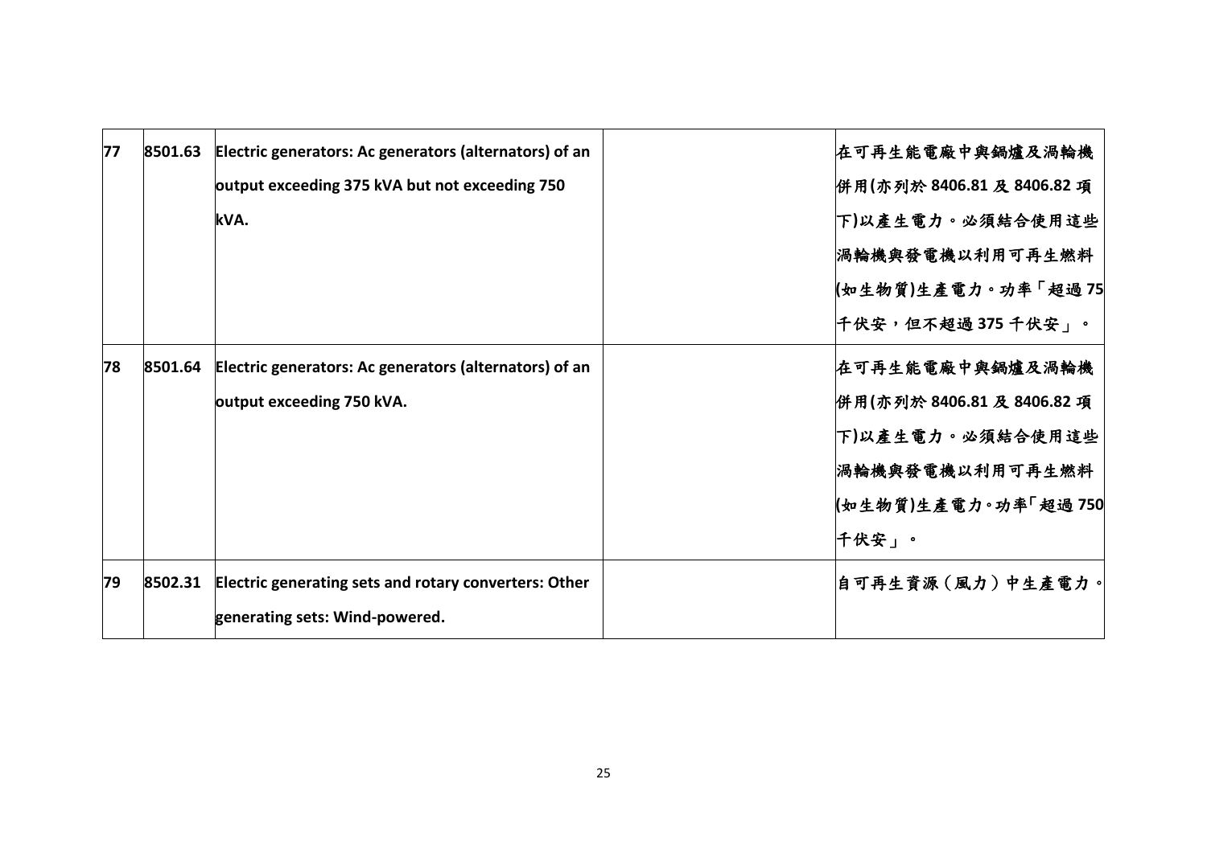| 77 | 8501.63 | Electric generators: Ac generators (alternators) of an output exceeding 375 kVA but not exceeding 750 kVA. | | 在可再生能電廠中與鍋爐及渦輪機併用(亦列於 8406.81 及 8406.82 項下)以產生電力。必須結合使用這些渦輪機與發電機以利用可再生燃料(如生物質)生產電力。功率「超過 75 千伏安，但不超過 375 千伏安」。 |
|---|---|---|---|---|
| 78 | 8501.64 | Electric generators: Ac generators (alternators) of an output exceeding 750 kVA. | | 在可再生能電廠中與鍋爐及渦輪機併用(亦列於 8406.81 及 8406.82 項下)以產生電力。必須結合使用這些渦輪機與發電機以利用可再生燃料(如生物質)生產電力。功率「超過 750 千伏安」。 |
| 79 | 8502.31 | Electric generating sets and rotary converters: Other generating sets: Wind-powered. | | 自可再生資源（風力）中生產電力。 |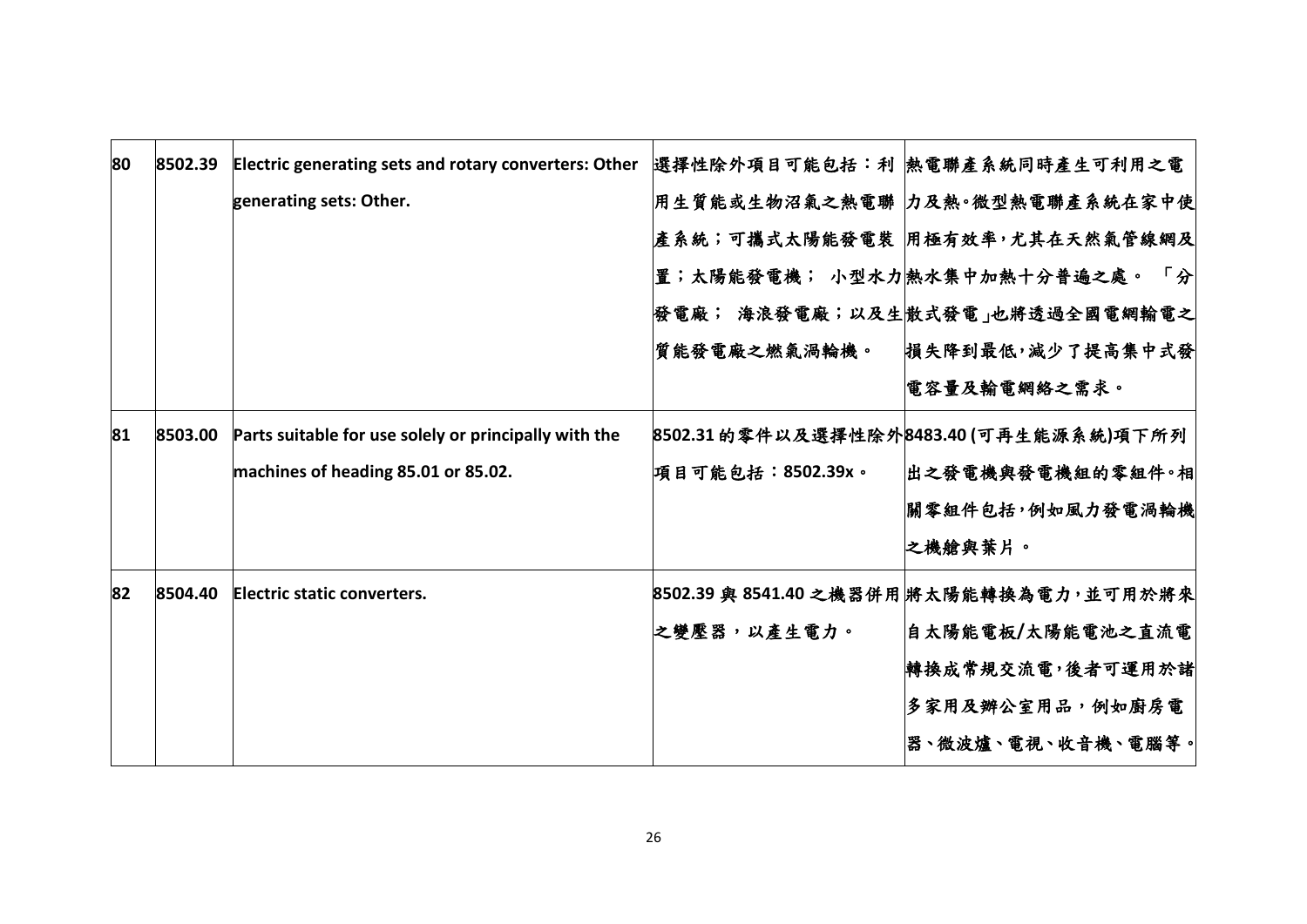| 80 | 8502.39 | Electric generating sets and rotary converters: Other generating sets: Other. | 選擇性除外項目可能包括：利用生質能或生物沼氣之熱電聯產系統；可攜式太陽能發電裝置；太陽能發電機； 小型水力發電廠； 海浪發電廠；以及生質能發電廠之燃氣渦輪機。 | 熱電聯產系統同時產生可利用之電力及熱。微型熱電聯產系統在家中使用極有效率，尤其在天然氣管線網及熱水集中加熱十分普遍之處。 「分散式發電」也將透過全國電網輸電之損失降到最低，減少了提高集中式發電容量及輸電網絡之需求。 |
|---|---|---|---|---|
| 81 | 8503.00 | Parts suitable for use solely or principally with the machines of heading 85.01 or 85.02. | 8502.31 的零件以及選擇性除外項目可能包括：8502.39x。 | 8483.40 (可再生能源系統)項下所列出之發電機與發電機組的零組件。相關零組件包括，例如風力發電渦輪機之機艙與葉片。 |
| 82 | 8504.40 | Electric static converters. | 8502.39 與 8541.40 之機器併用之變壓器，以產生電力。 | 將太陽能轉換為電力，並可用於將來自太陽能電板/太陽能電池之直流電轉換成常規交流電，後者可運用於諸多家用及辦公室用品，例如廚房電器、微波爐、電視、收音機、電腦等。 |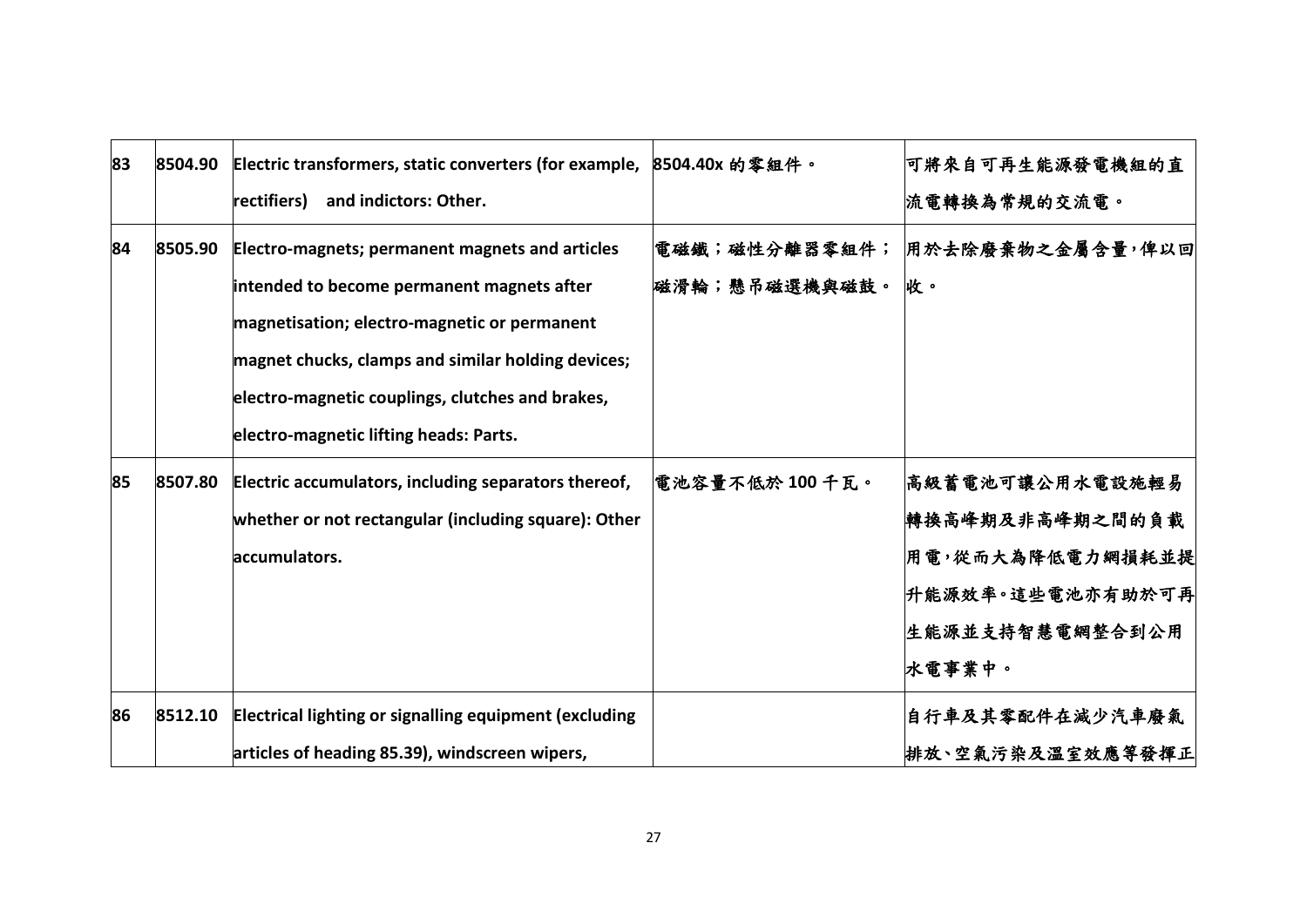| 83 | 8504.90 | **Electric transformers, static converters (for example, rectifiers) and indictors: Other.** | 8504.40x 的零組件。 | 可將來自可再生能源發電機組的直流電轉換為常規的交流電。 |
|---|---|---|---|---|
| 84 | 8505.90 | **Electro-magnets; permanent magnets and articles intended to become permanent magnets after magnetisation; electro-magnetic or permanent magnet chucks, clamps and similar holding devices; electro-magnetic couplings, clutches and brakes, electro-magnetic lifting heads: Parts.** | 電磁鐵；磁性分離器零組件；磁滑輪；懸吊磁選機與磁鼓。 | 用於去除廢棄物之金屬含量，俾以回收。 |
| 85 | 8507.80 | **Electric accumulators, including separators thereof, whether or not rectangular (including square): Other accumulators.** | 電池容量不低於 100 千瓦。 | 高級蓄電池可讓公用水電設施輕易轉換高峰期及非高峰期之間的負載用電，從而大為降低電力網損耗並提升能源效率。這些電池亦有助於可再生能源並支持智慧電網整合到公用水電事業中。 |
| 86 | 8512.10 | **Electrical lighting or signalling equipment (excluding articles of heading 85.39), windscreen wipers,** | | 自行車及其零配件在減少汽車廢氣排放、空氣污染及溫室效應等發揮正 |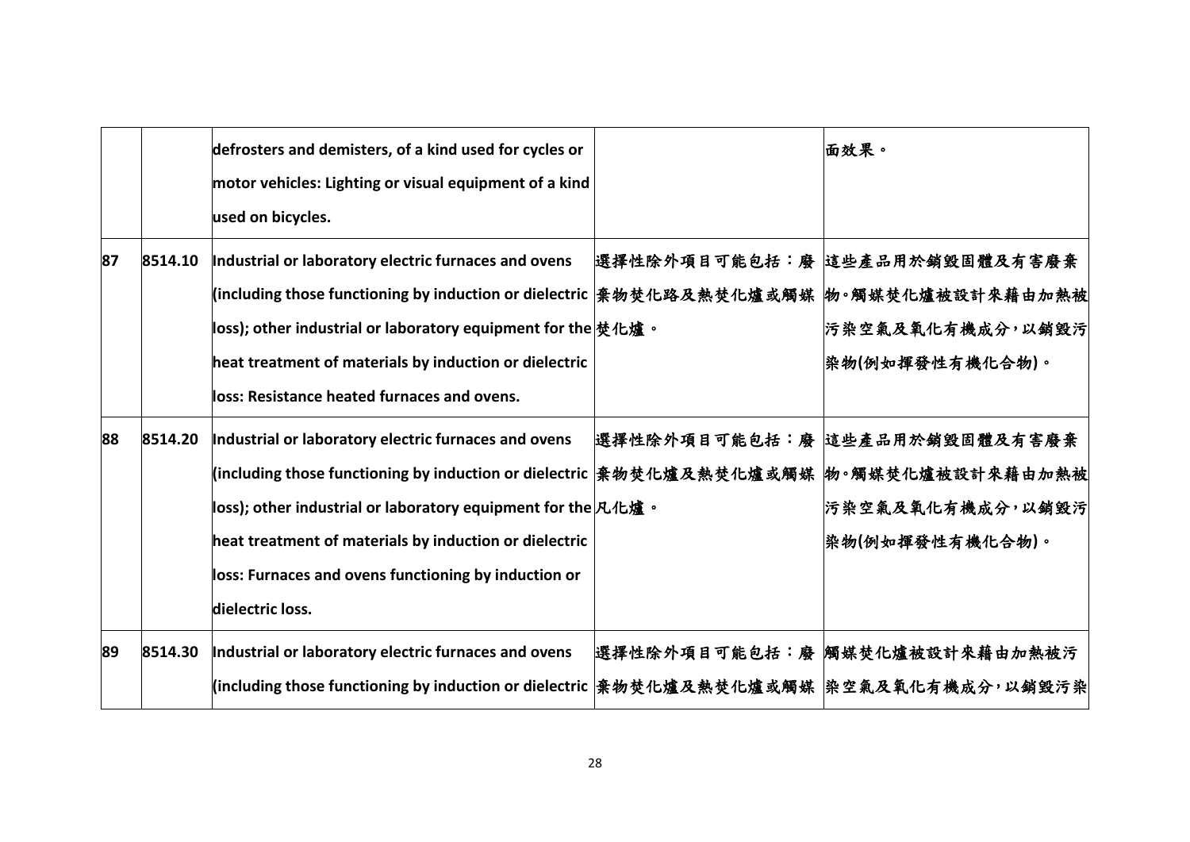| | | | | |
|---|---|---|---|---|
| | | defrosters and demisters, of a kind used for cycles or motor vehicles: Lighting or visual equipment of a kind used on bicycles. | | 面效果。 |
| 87 | 8514.10 | Industrial or laboratory electric furnaces and ovens (including those functioning by induction or dielectric loss); other industrial or laboratory equipment for the heat treatment of materials by induction or dielectric loss: Resistance heated furnaces and ovens. | 選擇性除外項目可能包括：廢棄物焚化路及熱焚化爐或觸媒焚化爐。 | 這些產品用於銷毀固體及有害廢棄物。觸媒焚化爐被設計來藉由加熱被污染空氣及氧化有機成分，以銷毀污染物(例如揮發性有機化合物)。 |
| 88 | 8514.20 | Industrial or laboratory electric furnaces and ovens (including those functioning by induction or dielectric loss); other industrial or laboratory equipment for the heat treatment of materials by induction or dielectric loss: Furnaces and ovens functioning by induction or dielectric loss. | 選擇性除外項目可能包括：廢棄物焚化爐及熱焚化爐或觸媒凡化爐。 | 這些產品用於銷毀固體及有害廢棄物。觸媒焚化爐被設計來藉由加熱被污染空氣及氧化有機成分，以銷毀污染物(例如揮發性有機化合物)。 |
| 89 | 8514.30 | Industrial or laboratory electric furnaces and ovens (including those functioning by induction or dielectric | 選擇性除外項目可能包括：廢棄物焚化爐及熱焚化爐或觸媒 | 觸媒焚化爐被設計來藉由加熱被污染空氣及氧化有機成分，以銷毀污染 |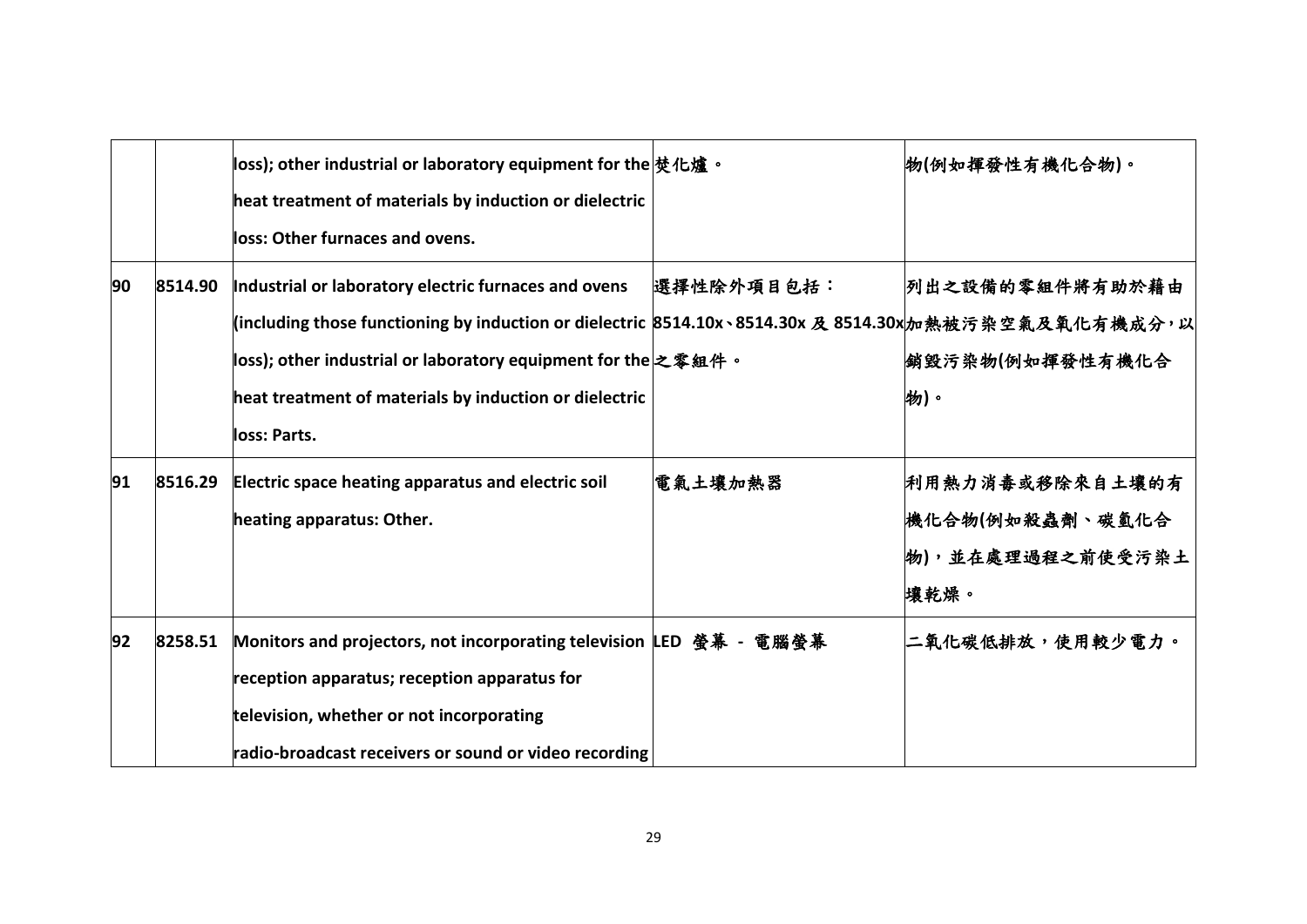| | | | | |
|---|---|---|---|---|
| | | **loss); other industrial or laboratory equipment for the heat treatment of materials by induction or dielectric loss: Other furnaces and ovens.** | 焚化爐。 | 物(例如揮發性有機化合物)。 |
| **90** | **8514.90** | **Industrial or laboratory electric furnaces and ovens (including those functioning by induction or dielectric loss); other industrial or laboratory equipment for the heat treatment of materials by induction or dielectric loss: Parts.** | 選擇性除外項目包括：8514.10x、8514.30x 及 8514.30x 之零組件。 | 列出之設備的零組件將有助於藉由加熱被污染空氣及氧化有機成分，以銷毀污染物(例如揮發性有機化合物)。 |
| **91** | **8516.29** | **Electric space heating apparatus and electric soil heating apparatus: Other.** | 電氣土壤加熱器 | 利用熱力消毒或移除來自土壤的有機化合物(例如殺蟲劑、碳氫化合物)，並在處理過程之前使受污染土壤乾燥。 |
| **92** | **8258.51** | **Monitors and projectors, not incorporating television reception apparatus; reception apparatus for television, whether or not incorporating radio-broadcast receivers or sound or video recording** | LED 螢幕 - 電腦螢幕 | 二氧化碳低排放，使用較少電力。 |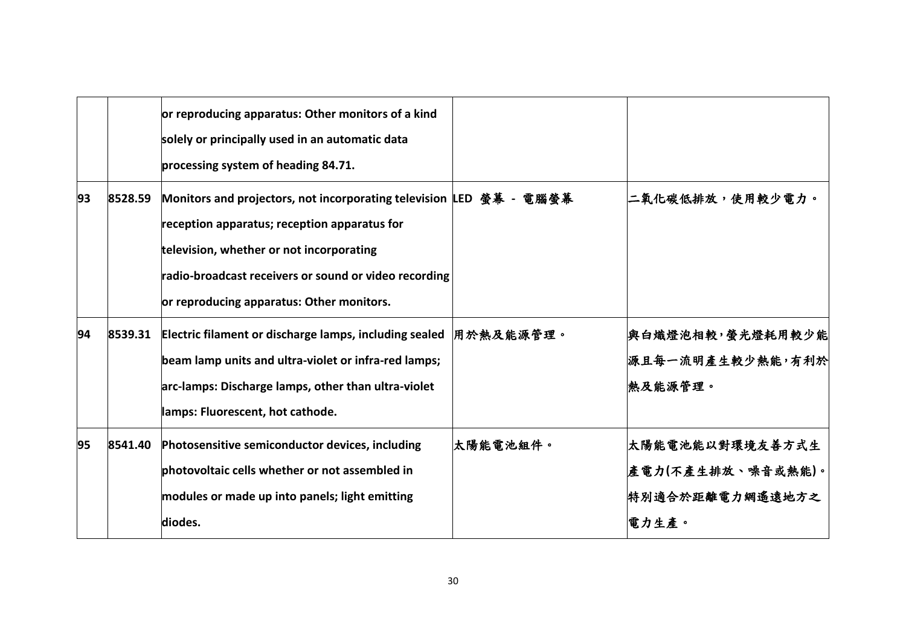| | | | | |
|---|---|---|---|---|
| | | **or reproducing apparatus: Other monitors of a kind solely or principally used in an automatic data processing system of heading 84.71.** | | |
| **93** | **8528.59** | **Monitors and projectors, not incorporating television reception apparatus; reception apparatus for television, whether or not incorporating radio-broadcast receivers or sound or video recording or reproducing apparatus: Other monitors.** | LED 螢幕 - 電腦螢幕 | 二氧化碳低排放，使用較少電力。 |
| **94** | **8539.31** | **Electric filament or discharge lamps, including sealed beam lamp units and ultra-violet or infra-red lamps; arc-lamps: Discharge lamps, other than ultra-violet lamps: Fluorescent, hot cathode.** | 用於熱及能源管理。 | 與白熾燈泡相較，螢光燈耗用較少能源且每一流明產生較少熱能，有利於熱及能源管理。 |
| **95** | **8541.40** | **Photosensitive semiconductor devices, including photovoltaic cells whether or not assembled in modules or made up into panels; light emitting diodes.** | 太陽能電池組件。 | 太陽能電池能以對環境友善方式生產電力(不產生排放、噪音或熱能)。特別適合於距離電力網遙遠地方之電力生產。 |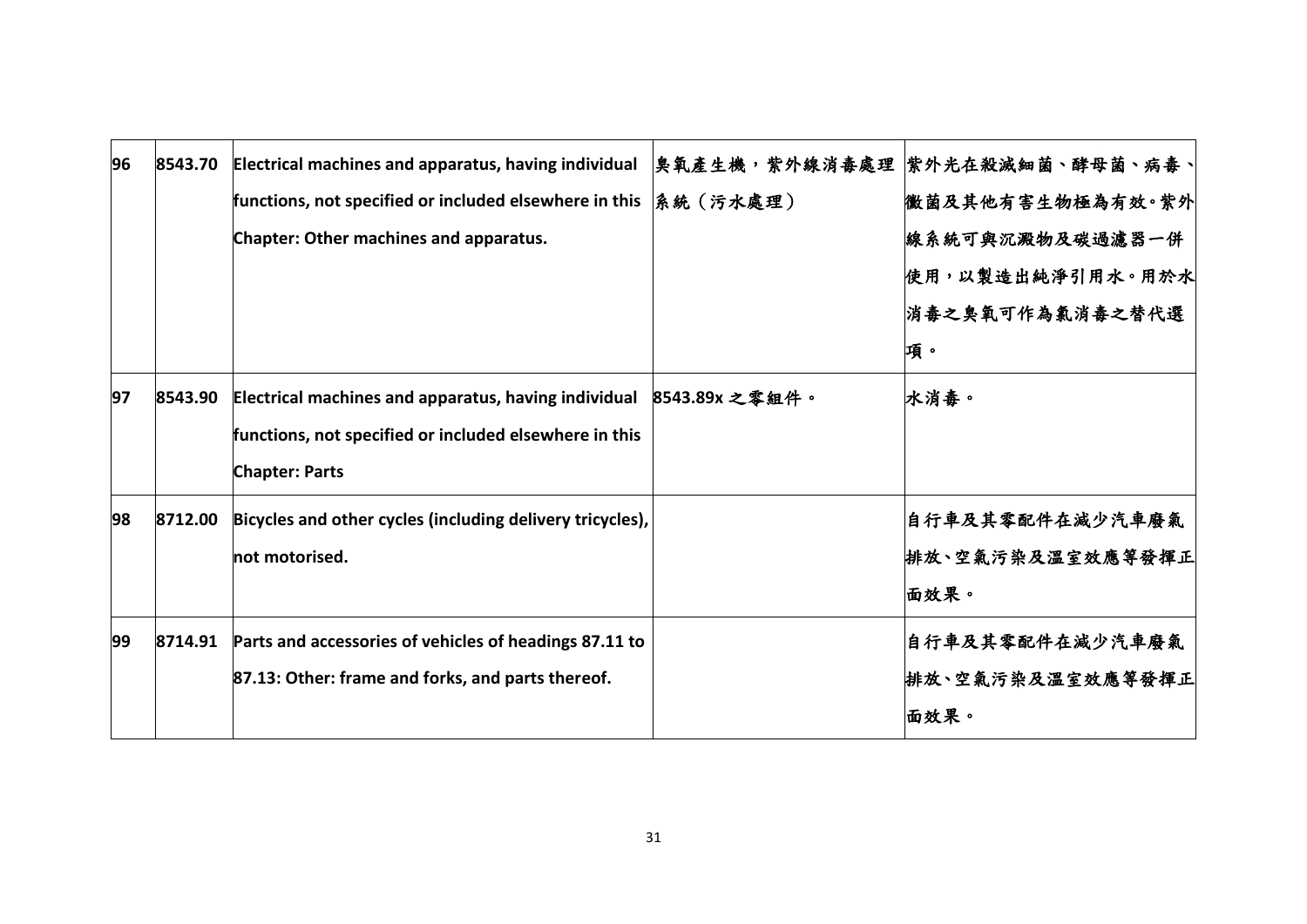| 96 | 8543.70 | **Electrical machines and apparatus, having individual functions, not specified or included elsewhere in this Chapter: Other machines and apparatus.** | 臭氧產生機，紫外線消毒處理系統（污水處理） | 紫外光在殺滅細菌、酵母菌、病毒、黴菌及其他有害生物極為有效。紫外線系統可與沉澱物及碳過濾器一併使用，以製造出純淨引用水。用於水消毒之臭氧可作為氯消毒之替代選項。 |
|---|---|---|---|---|
| 97 | 8543.90 | **Electrical machines and apparatus, having individual functions, not specified or included elsewhere in this Chapter: Parts** | 8543.89x 之零組件。 | 水消毒。 |
| 98 | 8712.00 | **Bicycles and other cycles (including delivery tricycles), not motorised.** | | 自行車及其零配件在減少汽車廢氣排放、空氣污染及溫室效應等發揮正面效果。 |
| 99 | 8714.91 | **Parts and accessories of vehicles of headings 87.11 to 87.13: Other: frame and forks, and parts thereof.** | | 自行車及其零配件在減少汽車廢氣排放、空氣污染及溫室效應等發揮正面效果。 |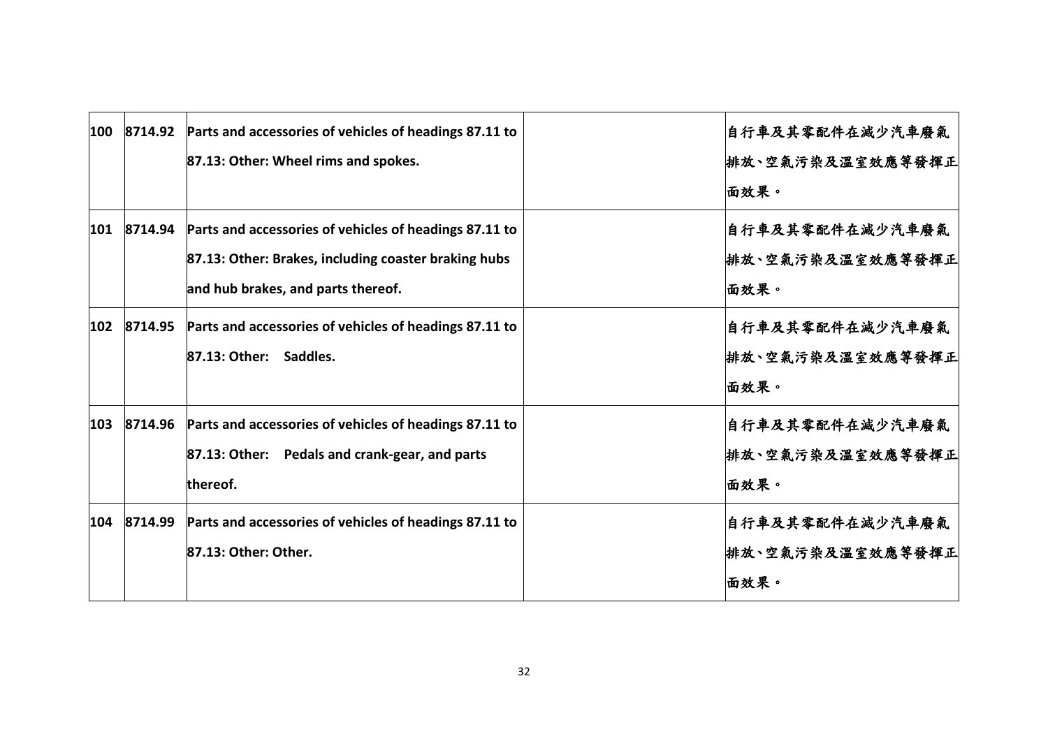| 100 | 8714.92 | **Parts and accessories of vehicles of headings 87.11 to 87.13: Other: Wheel rims and spokes.** | | 自行車及其零配件在減少汽車廢氣排放、空氣污染及溫室效應等發揮正面效果。 |
|---|---|---|---|---|
| 101 | 8714.94 | **Parts and accessories of vehicles of headings 87.11 to 87.13: Other: Brakes, including coaster braking hubs and hub brakes, and parts thereof.** | | 自行車及其零配件在減少汽車廢氣排放、空氣污染及溫室效應等發揮正面效果。 |
| 102 | 8714.95 | **Parts and accessories of vehicles of headings 87.11 to 87.13: Other: Saddles.** | | 自行車及其零配件在減少汽車廢氣排放、空氣污染及溫室效應等發揮正面效果。 |
| 103 | 8714.96 | **Parts and accessories of vehicles of headings 87.11 to 87.13: Other: Pedals and crank-gear, and parts thereof.** | | 自行車及其零配件在減少汽車廢氣排放、空氣污染及溫室效應等發揮正面效果。 |
| 104 | 8714.99 | **Parts and accessories of vehicles of headings 87.11 to 87.13: Other: Other.** | | 自行車及其零配件在減少汽車廢氣排放、空氣污染及溫室效應等發揮正面效果。 |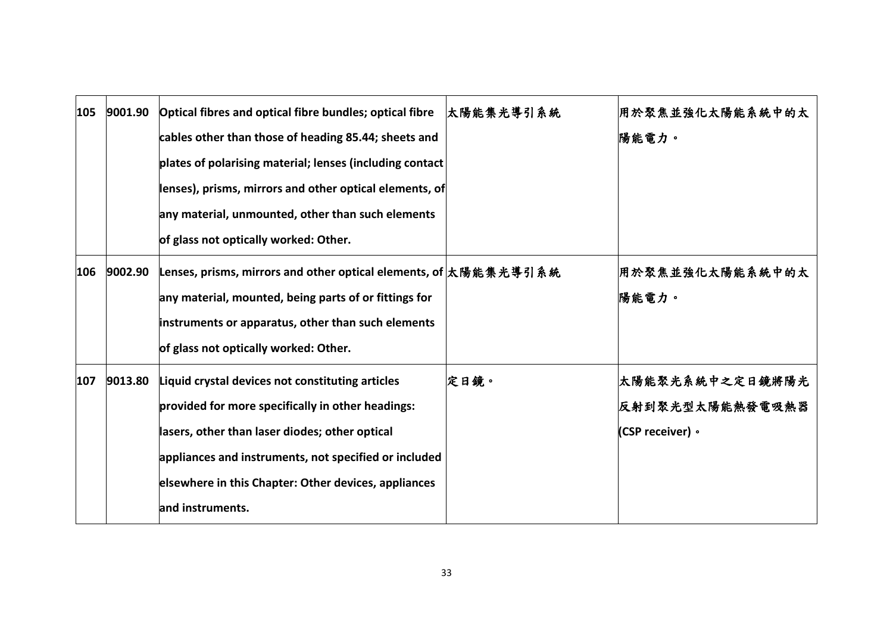| | | | | |
|---|---|---|---|---|
| 105 | 9001.90 | Optical fibres and optical fibre bundles; optical fibre cables other than those of heading 85.44; sheets and plates of polarising material; lenses (including contact lenses), prisms, mirrors and other optical elements, of any material, unmounted, other than such elements of glass not optically worked: Other. | 太陽能集光導引系統 | 用於聚焦並強化太陽能系統中的太陽能電力。 |
| 106 | 9002.90 | Lenses, prisms, mirrors and other optical elements, of any material, mounted, being parts of or fittings for instruments or apparatus, other than such elements of glass not optically worked: Other. | 太陽能集光導引系統 | 用於聚焦並強化太陽能系統中的太陽能電力。 |
| 107 | 9013.80 | Liquid crystal devices not constituting articles provided for more specifically in other headings: lasers, other than laser diodes; other optical appliances and instruments, not specified or included elsewhere in this Chapter: Other devices, appliances and instruments. | 定日鏡。 | 太陽能聚光系統中之定日鏡將陽光反射到聚光型太陽能熱發電吸熱器(CSP receiver)。 |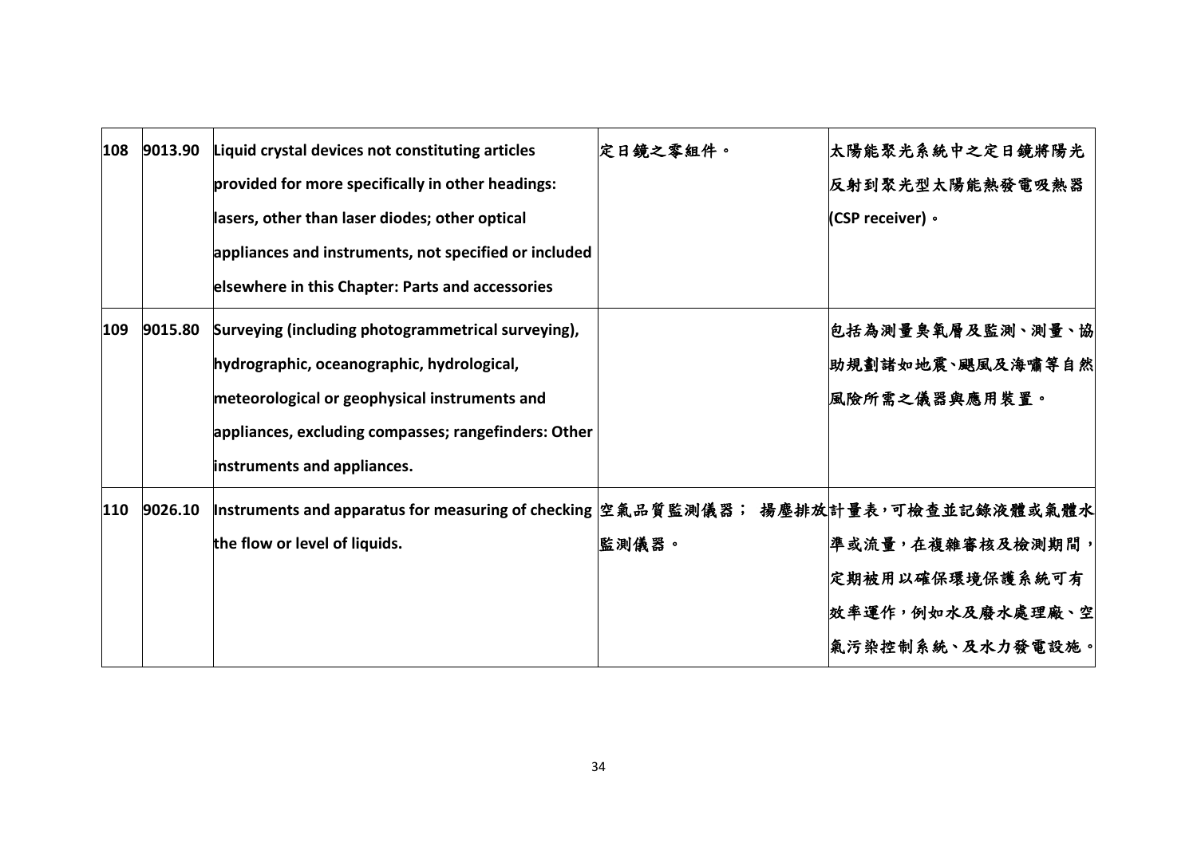| 108 | 9013.90 | Liquid crystal devices not constituting articles provided for more specifically in other headings: lasers, other than laser diodes; other optical appliances and instruments, not specified or included elsewhere in this Chapter: Parts and accessories | 定日鏡之零組件。 | 太陽能聚光系統中之定日鏡將陽光反射到聚光型太陽能熱發電吸熱器(CSP receiver)。 |
|---|---|---|---|---|
| 109 | 9015.80 | Surveying (including photogrammetrical surveying), hydrographic, oceanographic, hydrological, meteorological or geophysical instruments and appliances, excluding compasses; rangefinders: Other instruments and appliances. | | 包括為測量臭氧層及監測、測量、協助規劃諸如地震、颶風及海嘯等自然風險所需之儀器與應用裝置。 |
| 110 | 9026.10 | Instruments and apparatus for measuring of checking the flow or level of liquids. | 空氣品質監測儀器； 揚塵排放監測儀器。 | 計量表，可檢查並記錄液體或氣體水準或流量，在複雜審核及檢測期間，定期被用以確保環境保護系統可有效率運作，例如水及廢水處理廠、空氣污染控制系統、及水力發電設施。 |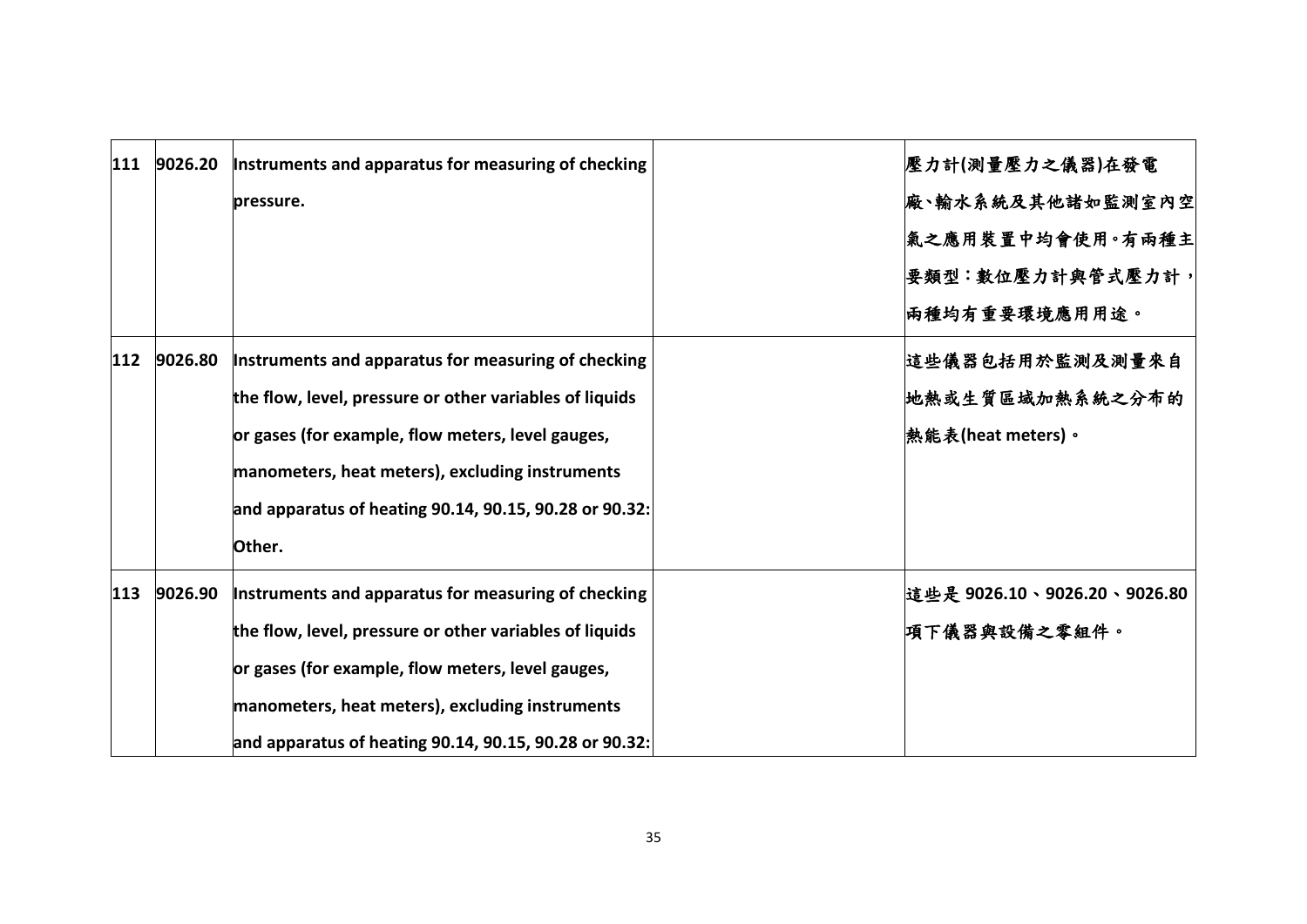| | | | | |
|---|---|---|---|---|
| 111 | 9026.20 | Instruments and apparatus for measuring of checking pressure. | | 壓力計(測量壓力之儀器)在發電廠、輸水系統及其他諸如監測室內空氣之應用裝置中均會使用。有兩種主要類型：數位壓力計與管式壓力計，兩種均有重要環境應用用途。 |
| 112 | 9026.80 | Instruments and apparatus for measuring of checking the flow, level, pressure or other variables of liquids or gases (for example, flow meters, level gauges, manometers, heat meters), excluding instruments and apparatus of heating 90.14, 90.15, 90.28 or 90.32: Other. | | 這些儀器包括用於監測及測量來自地熱或生質區域加熱系統之分布的熱能表(heat meters)。 |
| 113 | 9026.90 | Instruments and apparatus for measuring of checking the flow, level, pressure or other variables of liquids or gases (for example, flow meters, level gauges, manometers, heat meters), excluding instruments and apparatus of heating 90.14, 90.15, 90.28 or 90.32: | | 這些是 9026.10、9026.20、9026.80 項下儀器與設備之零組件。 |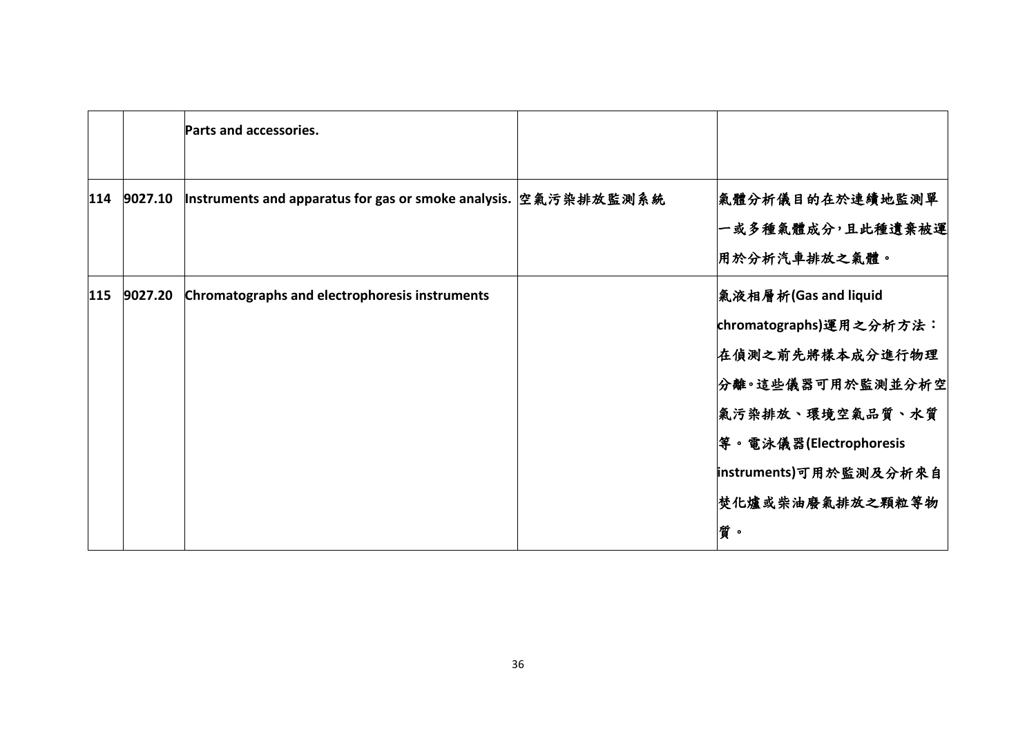| | | | | |
|---|---|---|---|---|
| | | **Parts and accessories.** | | |
| **114** | **9027.10** | **Instruments and apparatus for gas or smoke analysis.** | **空氣污染排放監測系統** | **氣體分析儀目的在於連續地監測單一或多種氣體成分，且此種遺棄被運用於分析汽車排放之氣體。** |
| **115** | **9027.20** | **Chromatographs and electrophoresis instruments** | | **氣液相層析(Gas and liquid chromatographs)運用之分析方法：在偵測之前先將樣本成分進行物理分離。這些儀器可用於監測並分析空氣污染排放、環境空氣品質、水質等。電泳儀器(Electrophoresis instruments)可用於監測及分析來自焚化爐或柴油廢氣排放之顆粒等物質。** |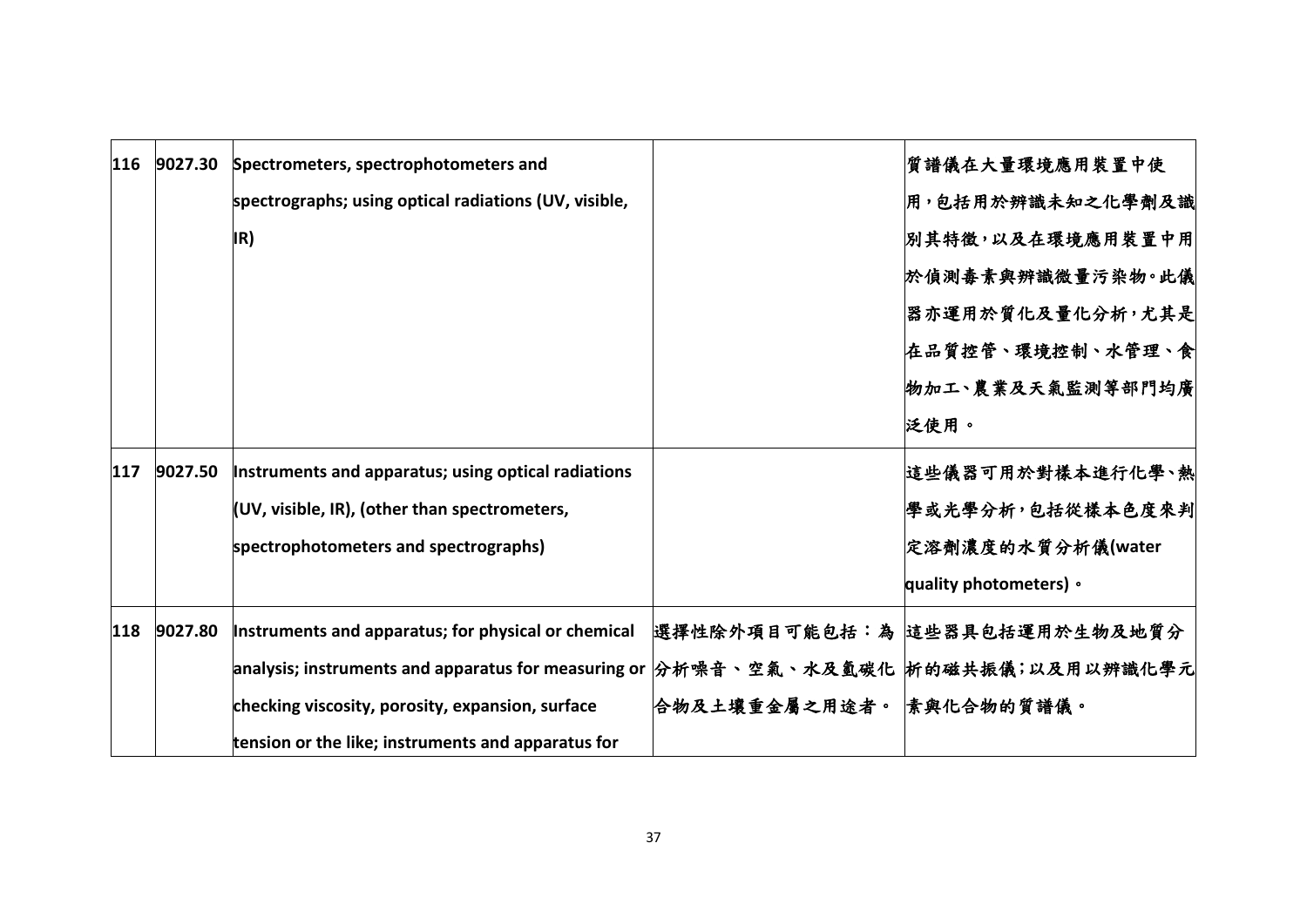| 116 | 9027.30 | Spectrometers, spectrophotometers and spectrographs; using optical radiations (UV, visible, IR) | | 質譜儀在大量環境應用裝置中使用，包括用於辨識未知之化學劑及識別其特徵，以及在環境應用裝置中用於偵測毒素與辨識微量污染物。此儀器亦運用於質化及量化分析，尤其是在品質控管、環境控制、水管理、食物加工、農業及天氣監測等部門均廣泛使用。 |
|---|---|---|---|---|
| 117 | 9027.50 | Instruments and apparatus; using optical radiations (UV, visible, IR), (other than spectrometers, spectrophotometers and spectrographs) | | 這些儀器可用於對樣本進行化學、熱學或光學分析，包括從樣本色度來判定溶劑濃度的水質分析儀(water quality photometers)。 |
| 118 | 9027.80 | Instruments and apparatus; for physical or chemical analysis; instruments and apparatus for measuring or checking viscosity, porosity, expansion, surface tension or the like; instruments and apparatus for | 選擇性除外項目可能包括：為分析噪音、空氣、水及氫碳化合物及土壤重金屬之用途者。 | 這些器具包括運用於生物及地質分析的磁共振儀；以及用以辨識化學元素與化合物的質譜儀。 |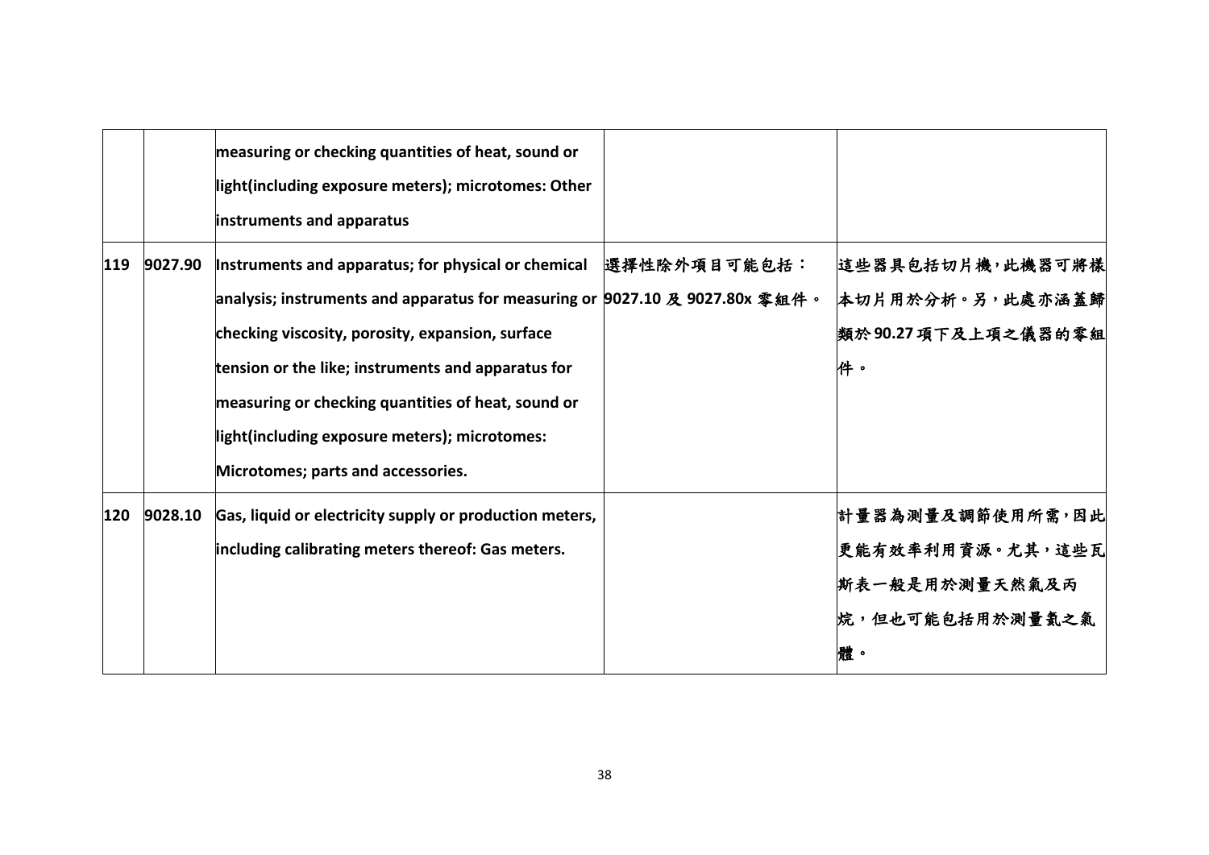| | | | | |
|---|---|---|---|---|
| | | measuring or checking quantities of heat, sound or light(including exposure meters); microtomes: Other instruments and apparatus | | |
| 119 | 9027.90 | Instruments and apparatus; for physical or chemical analysis; instruments and apparatus for measuring or checking viscosity, porosity, expansion, surface tension or the like; instruments and apparatus for measuring or checking quantities of heat, sound or light(including exposure meters); microtomes: Microtomes; parts and accessories. | 選擇性除外項目可能包括：9027.10 及 9027.80x 零組件。 | 這些器具包括切片機，此機器可將樣本切片用於分析。另，此處亦涵蓋歸類於 90.27 項下及上項之儀器的零組件。 |
| 120 | 9028.10 | Gas, liquid or electricity supply or production meters, including calibrating meters thereof: Gas meters. | | 計量器為測量及調節使用所需，因此更能有效率利用資源。尤其，這些瓦斯表一般是用於測量天然氣及丙烷，但也可能包括用於測量氫之氣體。 |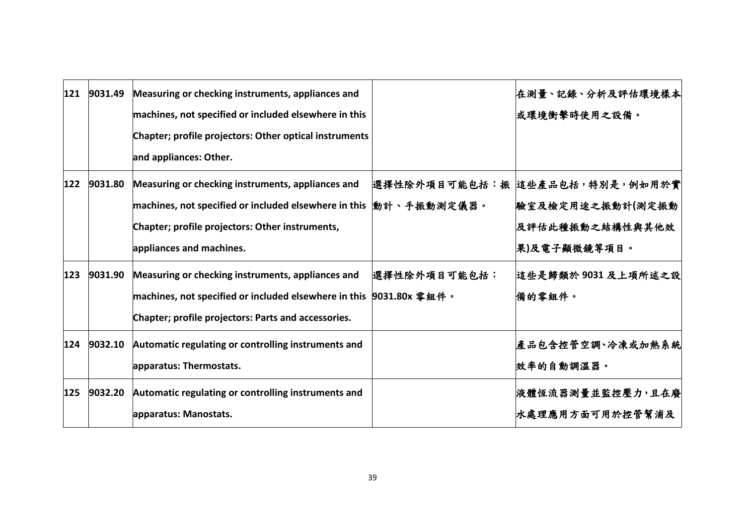| | | | | |
|---|---|---|---|---|
| 121 | 9031.49 | Measuring or checking instruments, appliances and machines, not specified or included elsewhere in this Chapter; profile projectors: Other optical instruments and appliances: Other. | | 在測量、記錄、分析及評估環境樣本或環境衝擊時使用之設備。 |
| 122 | 9031.80 | Measuring or checking instruments, appliances and machines, not specified or included elsewhere in this Chapter; profile projectors: Other instruments, appliances and machines. | 選擇性除外項目可能包括：振動計、手振動測定儀器。 | 這些產品包括，特別是，例如用於實驗室及檢定用途之振動計(測定振動及評估此種振動之結構性與其他效果)及電子顯微鏡等項目。 |
| 123 | 9031.90 | Measuring or checking instruments, appliances and machines, not specified or included elsewhere in this Chapter; profile projectors: Parts and accessories. | 選擇性除外項目可能包括：9031.80x 零組件。 | 這些是歸類於 9031 及上項所述之設備的零組件。 |
| 124 | 9032.10 | Automatic regulating or controlling instruments and apparatus: Thermostats. | | 產品包含控管空調、冷凍或加熱系統效率的自動調溫器。 |
| 125 | 9032.20 | Automatic regulating or controlling instruments and apparatus: Manostats. | | 液體恆流器測量並監控壓力，且在廢水處理應用方面可用於控管幫浦及 |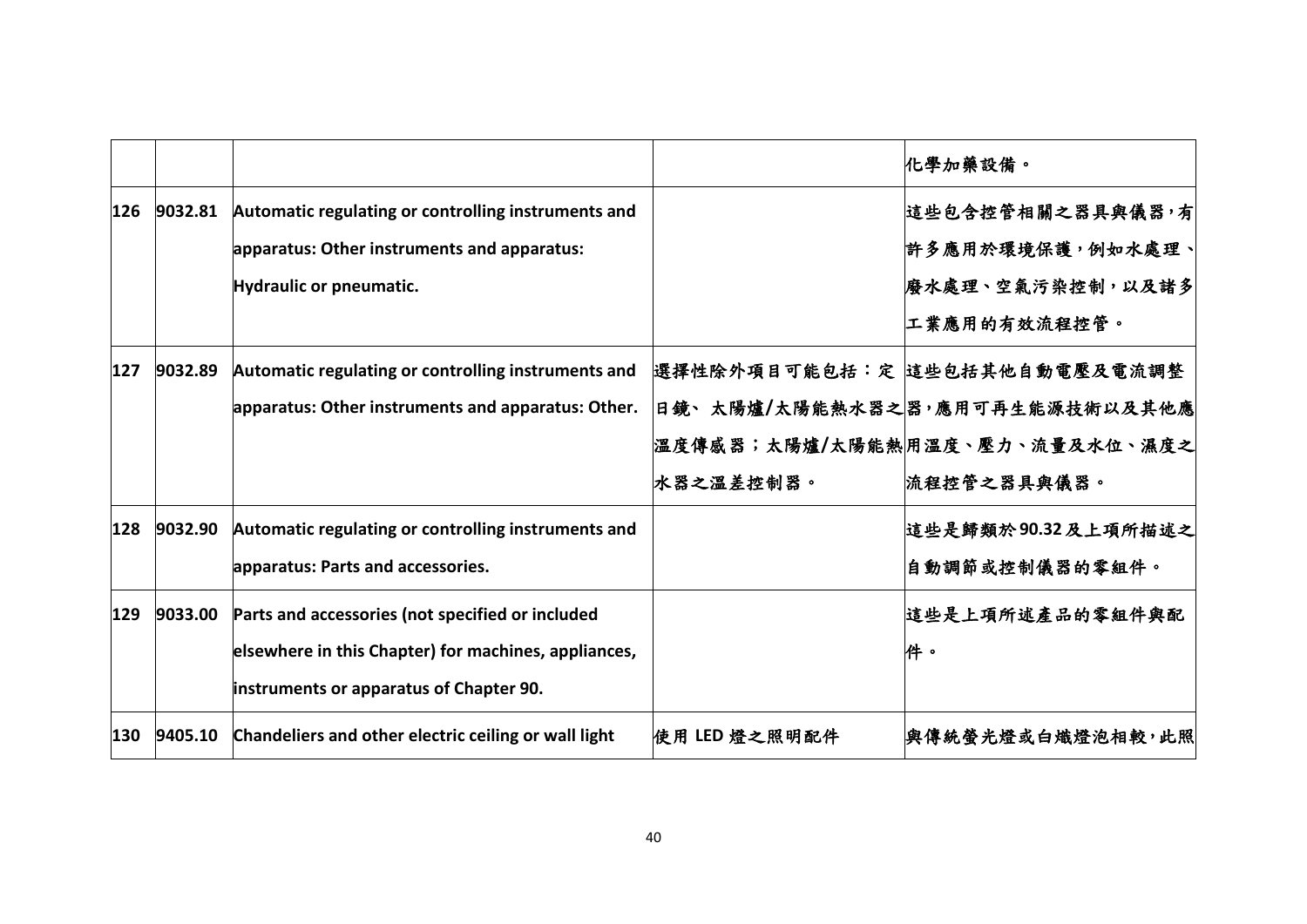| | | | | 化學加藥設備。 |
|---|---|---|---|---|
| 126 | 9032.81 | Automatic regulating or controlling instruments and apparatus: Other instruments and apparatus: Hydraulic or pneumatic. | | 這些包含控管相關之器具與儀器，有許多應用於環境保護，例如水處理、廢水處理、空氣污染控制，以及諸多工業應用的有效流程控管。 |
| 127 | 9032.89 | Automatic regulating or controlling instruments and apparatus: Other instruments and apparatus: Other. | 選擇性除外項目可能包括：定日鏡、太陽爐/太陽能熱水器之溫度傳感器；太陽爐/太陽能熱水器之溫差控制器。 | 這些包括其他自動電壓及電流調整器，應用可再生能源技術以及其他應用溫度、壓力、流量及水位、濕度之流程控管之器具與儀器。 |
| 128 | 9032.90 | Automatic regulating or controlling instruments and apparatus: Parts and accessories. | | 這些是歸類於90.32及上項所描述之自動調節或控制儀器的零組件。 |
| 129 | 9033.00 | Parts and accessories (not specified or included elsewhere in this Chapter) for machines, appliances, instruments or apparatus of Chapter 90. | | 這些是上項所述產品的零組件與配件。 |
| 130 | 9405.10 | Chandeliers and other electric ceiling or wall light | 使用 LED 燈之照明配件 | 與傳統螢光燈或白熾燈泡相較，此照 |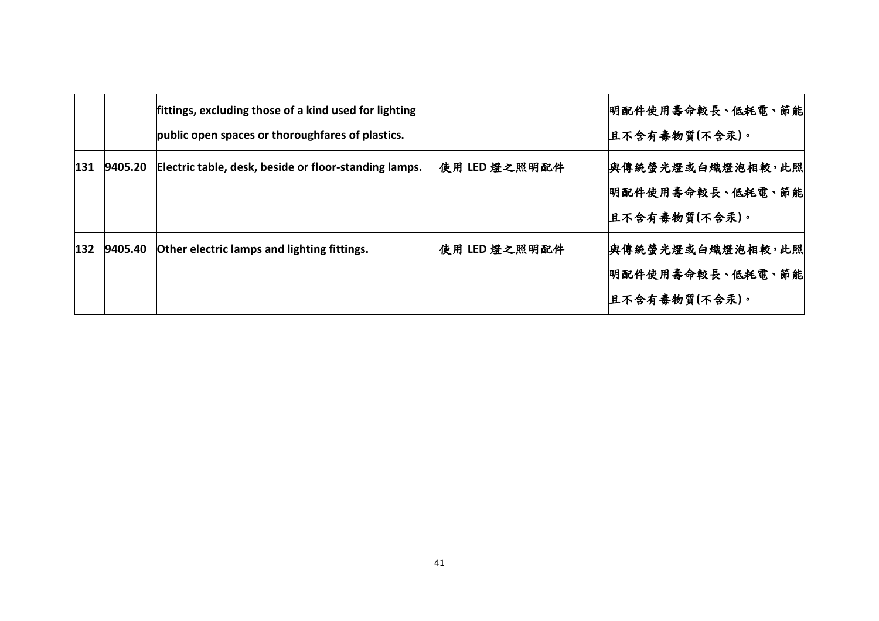| | | | | |
|---|---|---|---|---|
| | | fittings, excluding those of a kind used for lighting public open spaces or thoroughfares of plastics. | | 明配件使用壽命較長、低耗電、節能且不含有毒物質(不含汞)。 |
| 131 | 9405.20 | Electric table, desk, beside or floor-standing lamps. | 使用 LED 燈之照明配件 | 與傳統螢光燈或白熾燈泡相較，此照明配件使用壽命較長、低耗電、節能且不含有毒物質(不含汞)。 |
| 132 | 9405.40 | Other electric lamps and lighting fittings. | 使用 LED 燈之照明配件 | 與傳統螢光燈或白熾燈泡相較，此照明配件使用壽命較長、低耗電、節能且不含有毒物質(不含汞)。 |